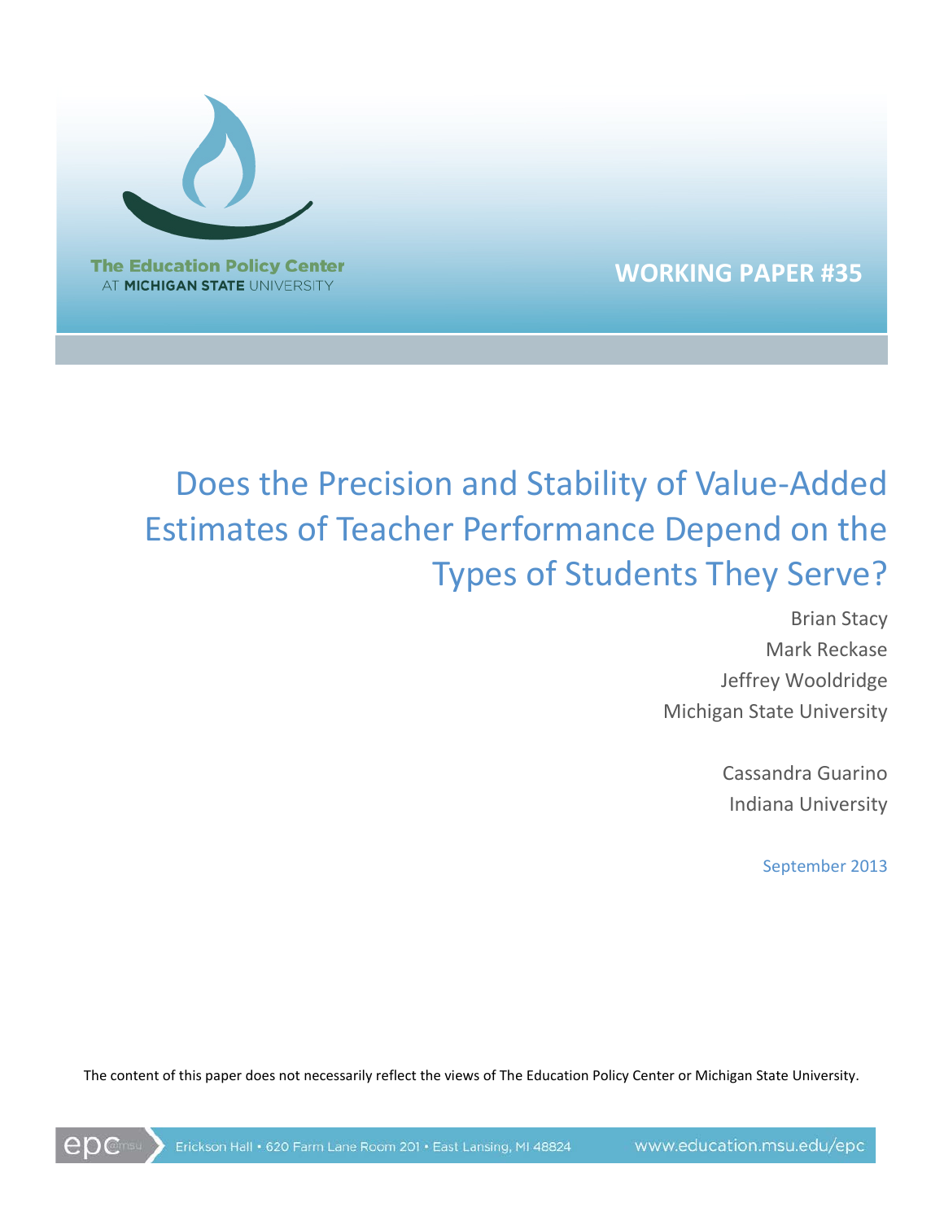The Education Policy Center
AT MICHIGAN STATE UNIVERSITY

**WORKING PAPER #35**

# Does the Precision and Stability of Value-Added Estimates of Teacher Performance Depend on the Types of Students They Serve?

Brian Stacy
Mark Reckase
Jeffrey Wooldridge
Michigan State University

Cassandra Guarino
Indiana University

September 2013

The content of this paper does not necessarily reflect the views of The Education Policy Center or Michigan State University.

Erickson Hall • 620 Farm Lane Room 201 • East Lansing, MI 48824 www.education.msu.edu/epc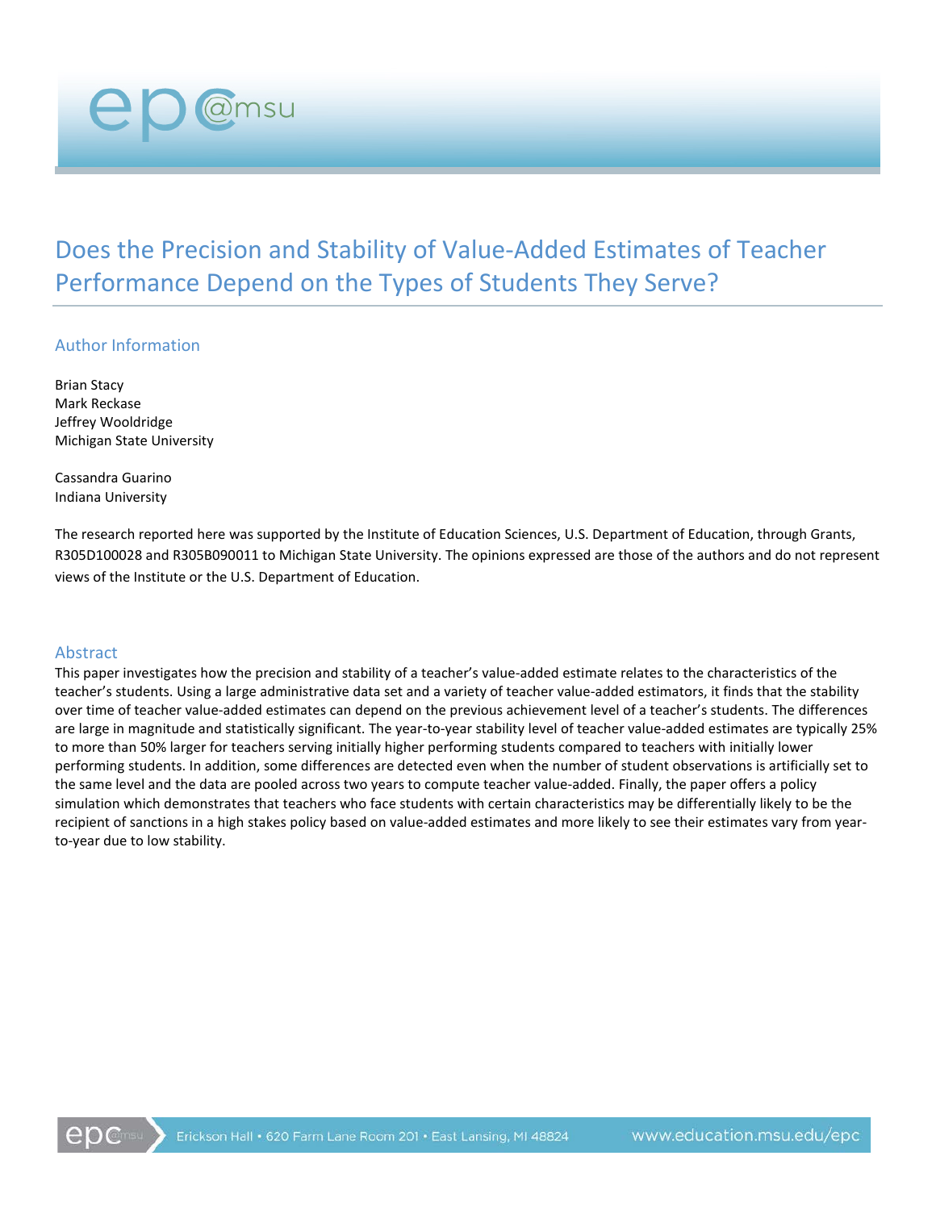# Does the Precision and Stability of Value-Added Estimates of Teacher Performance Depend on the Types of Students They Serve?

## Author Information

Brian Stacy
Mark Reckase
Jeffrey Wooldridge
Michigan State University

Cassandra Guarino
Indiana University

The research reported here was supported by the Institute of Education Sciences, U.S. Department of Education, through Grants, R305D100028 and R305B090011 to Michigan State University. The opinions expressed are those of the authors and do not represent views of the Institute or the U.S. Department of Education.

## Abstract

This paper investigates how the precision and stability of a teacher's value-added estimate relates to the characteristics of the teacher's students. Using a large administrative data set and a variety of teacher value-added estimators, it finds that the stability over time of teacher value-added estimates can depend on the previous achievement level of a teacher's students. The differences are large in magnitude and statistically significant. The year-to-year stability level of teacher value-added estimates are typically 25% to more than 50% larger for teachers serving initially higher performing students compared to teachers with initially lower performing students. In addition, some differences are detected even when the number of student observations is artificially set to the same level and the data are pooled across two years to compute teacher value-added. Finally, the paper offers a policy simulation which demonstrates that teachers who face students with certain characteristics may be differentially likely to be the recipient of sanctions in a high stakes policy based on value-added estimates and more likely to see their estimates vary from year-to-year due to low stability.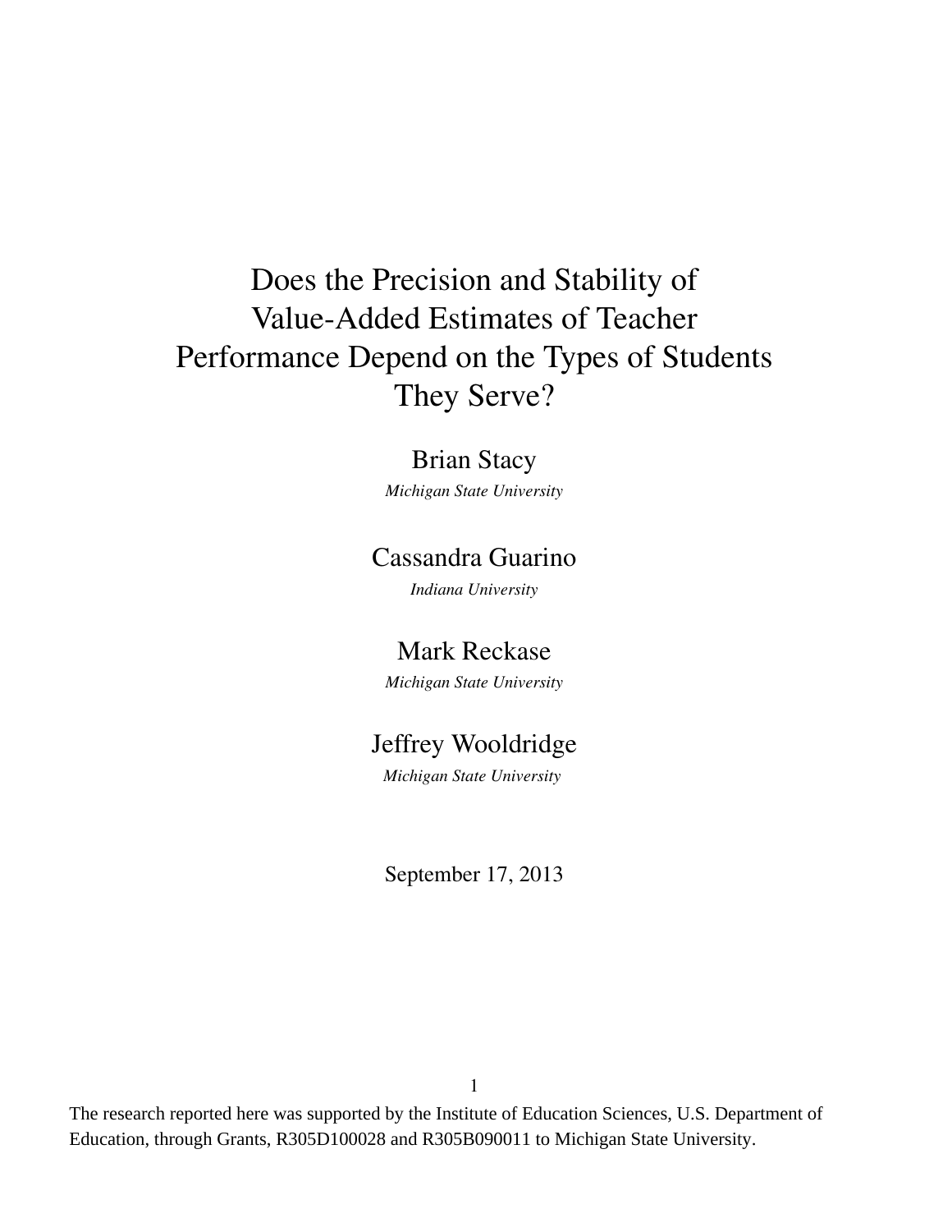# Does the Precision and Stability of Value-Added Estimates of Teacher Performance Depend on the Types of Students They Serve?

Brian Stacy

*Michigan State University*

Cassandra Guarino

*Indiana University*

Mark Reckase

*Michigan State University*

Jeffrey Wooldridge

*Michigan State University*

September 17, 2013

[1] The research reported here was supported by the Institute of Education Sciences, U.S. Department of Education, through Grants, R305D100028 and R305B090011 to Michigan State University.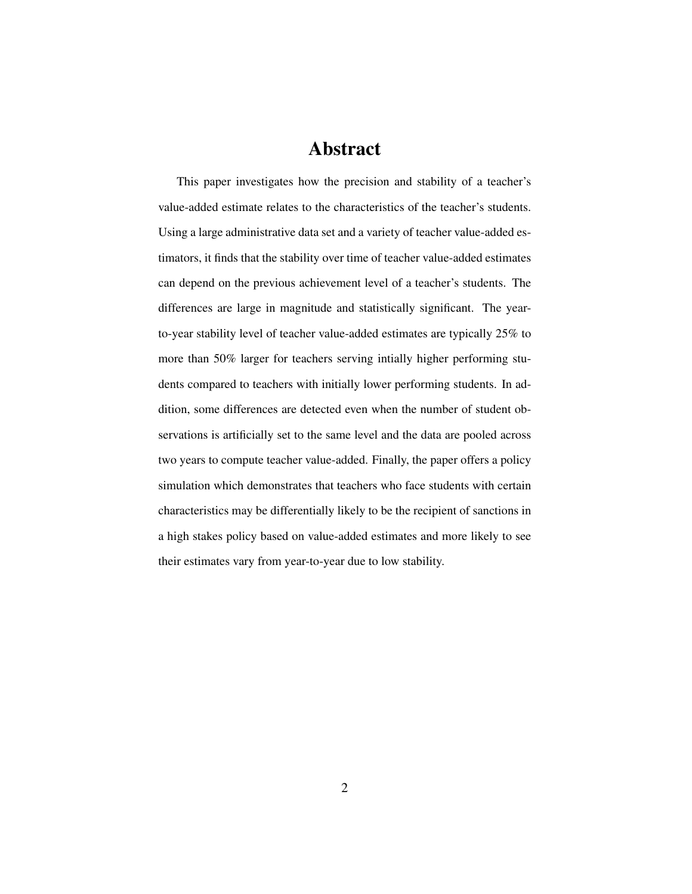# Abstract

This paper investigates how the precision and stability of a teacher's value-added estimate relates to the characteristics of the teacher's students. Using a large administrative data set and a variety of teacher value-added estimators, it finds that the stability over time of teacher value-added estimates can depend on the previous achievement level of a teacher's students. The differences are large in magnitude and statistically significant. The year-to-year stability level of teacher value-added estimates are typically 25% to more than 50% larger for teachers serving intially higher performing students compared to teachers with initially lower performing students. In addition, some differences are detected even when the number of student observations is artificially set to the same level and the data are pooled across two years to compute teacher value-added. Finally, the paper offers a policy simulation which demonstrates that teachers who face students with certain characteristics may be differentially likely to be the recipient of sanctions in a high stakes policy based on value-added estimates and more likely to see their estimates vary from year-to-year due to low stability.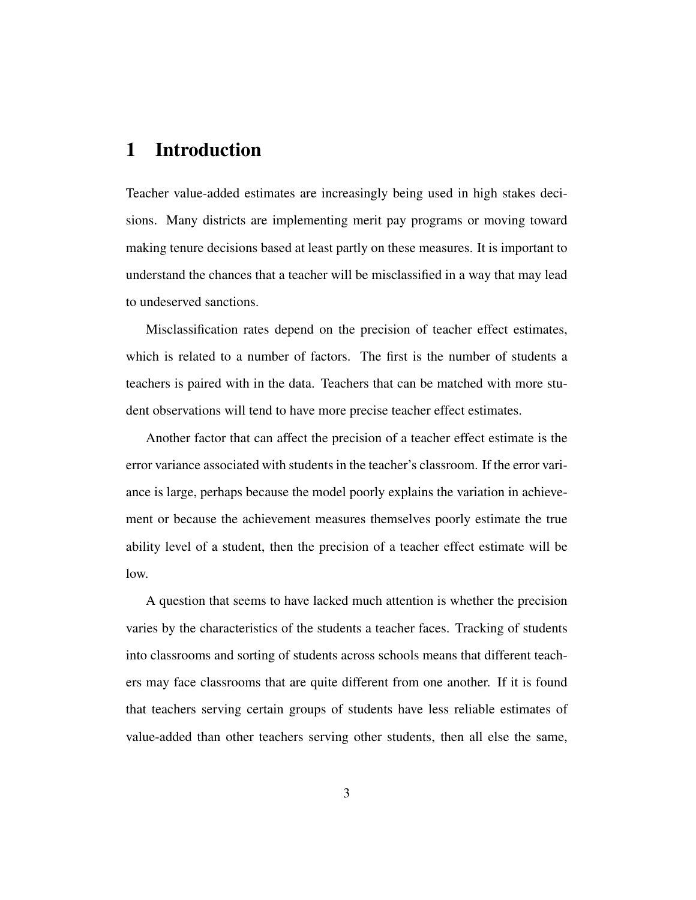# 1 Introduction

Teacher value-added estimates are increasingly being used in high stakes decisions. Many districts are implementing merit pay programs or moving toward making tenure decisions based at least partly on these measures. It is important to understand the chances that a teacher will be misclassified in a way that may lead to undeserved sanctions.

Misclassification rates depend on the precision of teacher effect estimates, which is related to a number of factors. The first is the number of students a teachers is paired with in the data. Teachers that can be matched with more student observations will tend to have more precise teacher effect estimates.

Another factor that can affect the precision of a teacher effect estimate is the error variance associated with students in the teacher's classroom. If the error variance is large, perhaps because the model poorly explains the variation in achievement or because the achievement measures themselves poorly estimate the true ability level of a student, then the precision of a teacher effect estimate will be low.

A question that seems to have lacked much attention is whether the precision varies by the characteristics of the students a teacher faces. Tracking of students into classrooms and sorting of students across schools means that different teachers may face classrooms that are quite different from one another. If it is found that teachers serving certain groups of students have less reliable estimates of value-added than other teachers serving other students, then all else the same,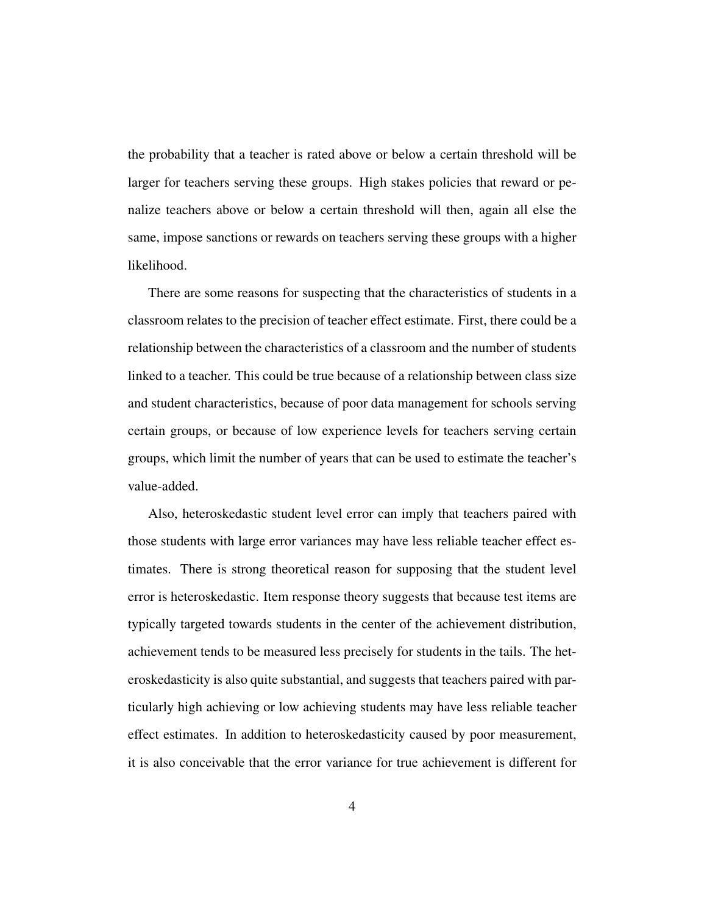the probability that a teacher is rated above or below a certain threshold will be larger for teachers serving these groups. High stakes policies that reward or penalize teachers above or below a certain threshold will then, again all else the same, impose sanctions or rewards on teachers serving these groups with a higher likelihood.

There are some reasons for suspecting that the characteristics of students in a classroom relates to the precision of teacher effect estimate. First, there could be a relationship between the characteristics of a classroom and the number of students linked to a teacher. This could be true because of a relationship between class size and student characteristics, because of poor data management for schools serving certain groups, or because of low experience levels for teachers serving certain groups, which limit the number of years that can be used to estimate the teacher's value-added.

Also, heteroskedastic student level error can imply that teachers paired with those students with large error variances may have less reliable teacher effect estimates. There is strong theoretical reason for supposing that the student level error is heteroskedastic. Item response theory suggests that because test items are typically targeted towards students in the center of the achievement distribution, achievement tends to be measured less precisely for students in the tails. The heteroskedasticity is also quite substantial, and suggests that teachers paired with particularly high achieving or low achieving students may have less reliable teacher effect estimates. In addition to heteroskedasticity caused by poor measurement, it is also conceivable that the error variance for true achievement is different for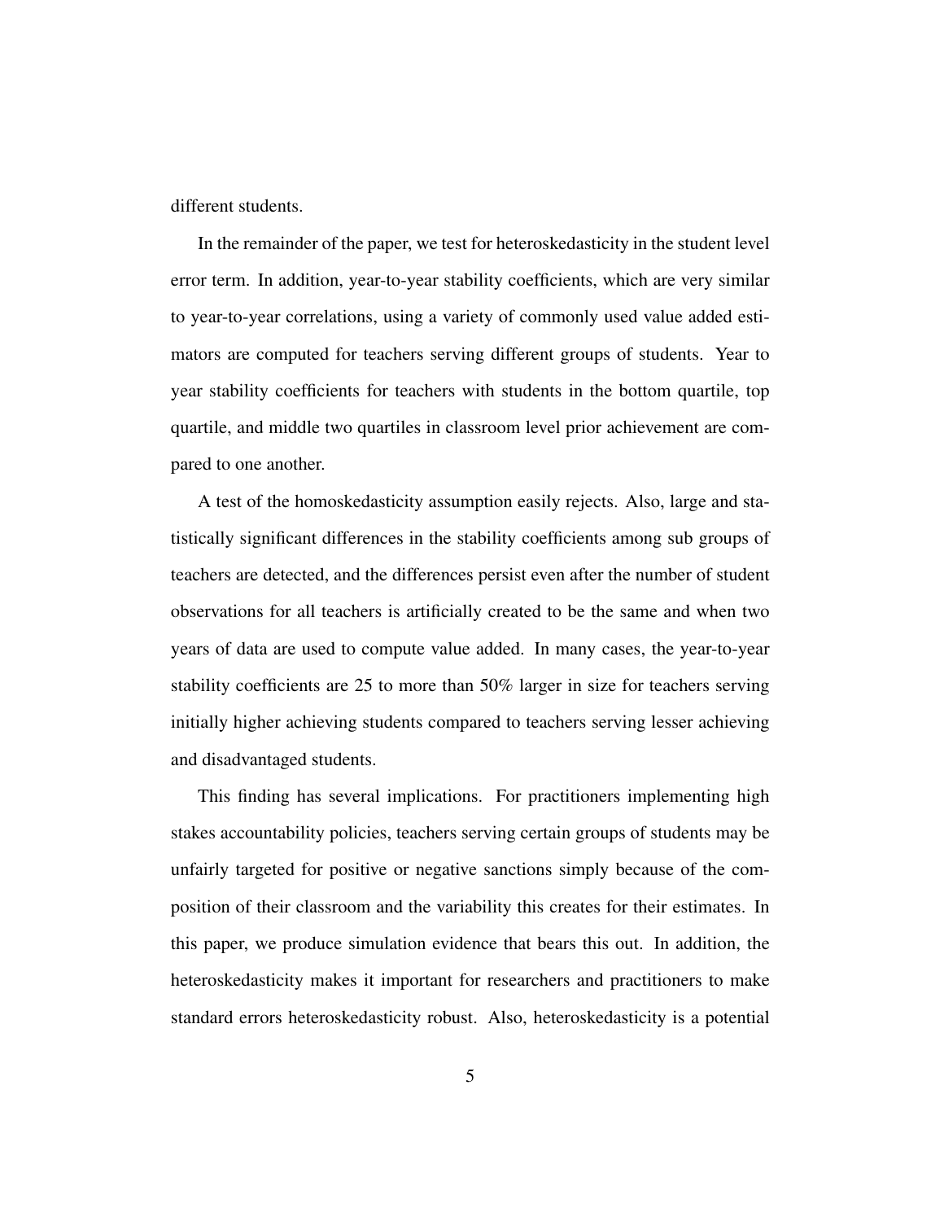different students.

In the remainder of the paper, we test for heteroskedasticity in the student level error term. In addition, year-to-year stability coefficients, which are very similar to year-to-year correlations, using a variety of commonly used value added estimators are computed for teachers serving different groups of students. Year to year stability coefficients for teachers with students in the bottom quartile, top quartile, and middle two quartiles in classroom level prior achievement are compared to one another.

A test of the homoskedasticity assumption easily rejects. Also, large and statistically significant differences in the stability coefficients among sub groups of teachers are detected, and the differences persist even after the number of student observations for all teachers is artificially created to be the same and when two years of data are used to compute value added. In many cases, the year-to-year stability coefficients are 25 to more than 50% larger in size for teachers serving initially higher achieving students compared to teachers serving lesser achieving and disadvantaged students.

This finding has several implications. For practitioners implementing high stakes accountability policies, teachers serving certain groups of students may be unfairly targeted for positive or negative sanctions simply because of the composition of their classroom and the variability this creates for their estimates. In this paper, we produce simulation evidence that bears this out. In addition, the heteroskedasticity makes it important for researchers and practitioners to make standard errors heteroskedasticity robust. Also, heteroskedasticity is a potential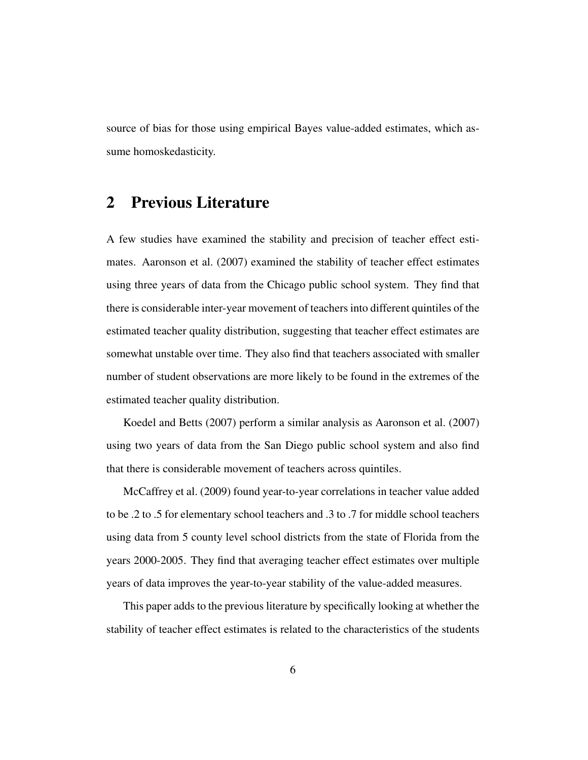source of bias for those using empirical Bayes value-added estimates, which assume homoskedasticity.

## 2 Previous Literature

A few studies have examined the stability and precision of teacher effect estimates. Aaronson et al. (2007) examined the stability of teacher effect estimates using three years of data from the Chicago public school system. They find that there is considerable inter-year movement of teachers into different quintiles of the estimated teacher quality distribution, suggesting that teacher effect estimates are somewhat unstable over time. They also find that teachers associated with smaller number of student observations are more likely to be found in the extremes of the estimated teacher quality distribution.

Koedel and Betts (2007) perform a similar analysis as Aaronson et al. (2007) using two years of data from the San Diego public school system and also find that there is considerable movement of teachers across quintiles.

McCaffrey et al. (2009) found year-to-year correlations in teacher value added to be .2 to .5 for elementary school teachers and .3 to .7 for middle school teachers using data from 5 county level school districts from the state of Florida from the years 2000-2005. They find that averaging teacher effect estimates over multiple years of data improves the year-to-year stability of the value-added measures.

This paper adds to the previous literature by specifically looking at whether the stability of teacher effect estimates is related to the characteristics of the students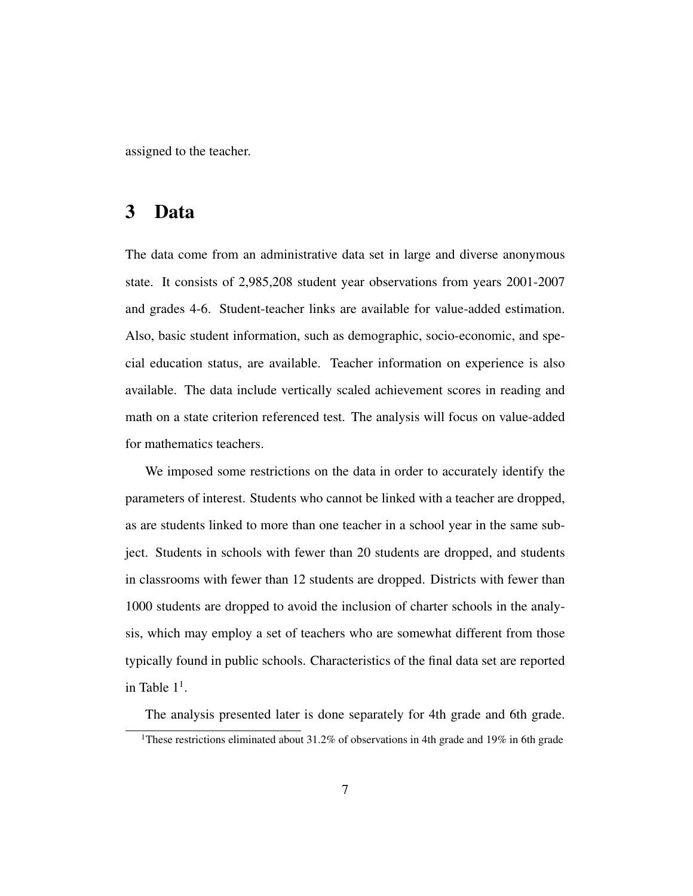assigned to the teacher.

# 3 Data

The data come from an administrative data set in large and diverse anonymous state. It consists of 2,985,208 student year observations from years 2001-2007 and grades 4-6. Student-teacher links are available for value-added estimation. Also, basic student information, such as demographic, socio-economic, and special education status, are available. Teacher information on experience is also available. The data include vertically scaled achievement scores in reading and math on a state criterion referenced test. The analysis will focus on value-added for mathematics teachers.

We imposed some restrictions on the data in order to accurately identify the parameters of interest. Students who cannot be linked with a teacher are dropped, as are students linked to more than one teacher in a school year in the same subject. Students in schools with fewer than 20 students are dropped, and students in classrooms with fewer than 12 students are dropped. Districts with fewer than 1000 students are dropped to avoid the inclusion of charter schools in the analysis, which may employ a set of teachers who are somewhat different from those typically found in public schools. Characteristics of the final data set are reported in Table 1[1].

The analysis presented later is done separately for 4th grade and 6th grade.

[1]These restrictions eliminated about 31.2% of observations in 4th grade and 19% in 6th grade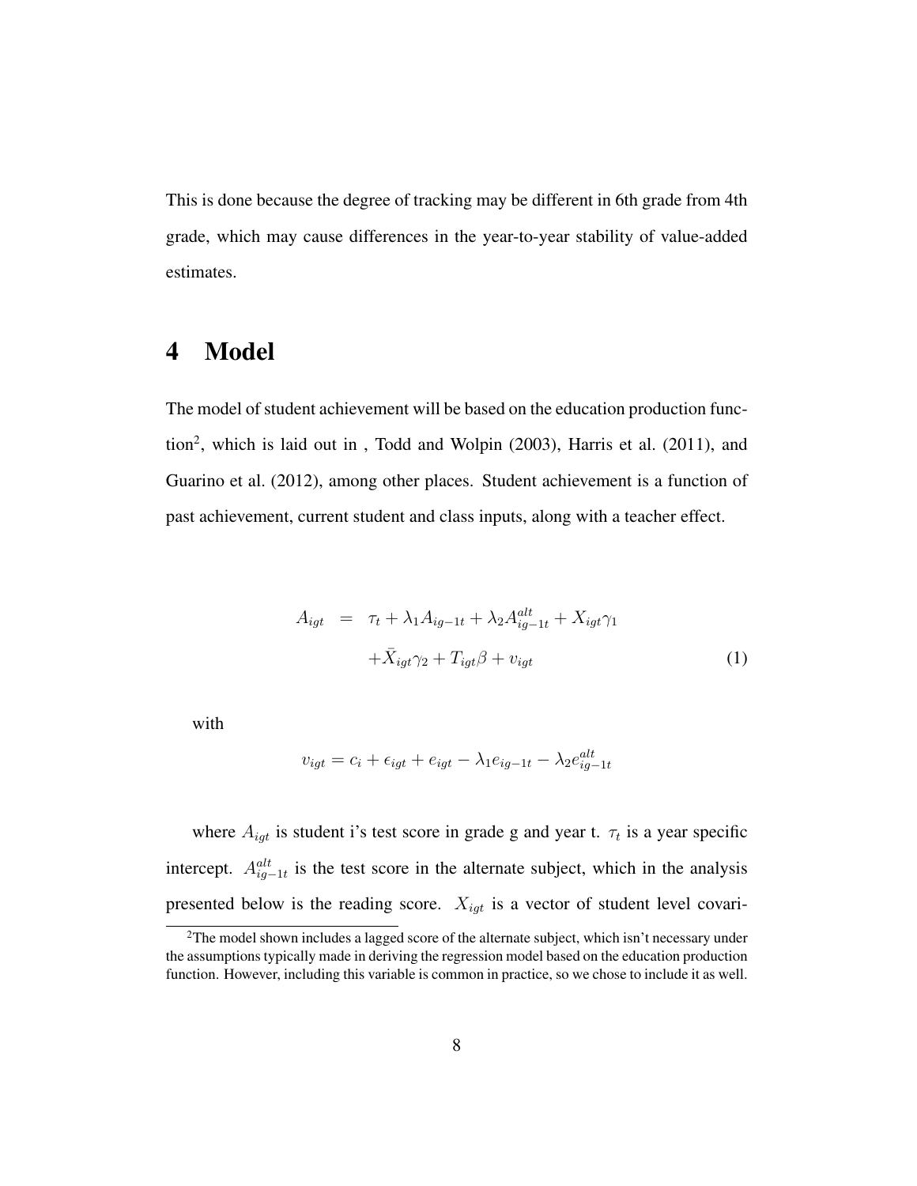This is done because the degree of tracking may be different in 6th grade from 4th grade, which may cause differences in the year-to-year stability of value-added estimates.

# 4 Model

The model of student achievement will be based on the education production function[2], which is laid out in , Todd and Wolpin (2003), Harris et al. (2011), and Guarino et al. (2012), among other places. Student achievement is a function of past achievement, current student and class inputs, along with a teacher effect.

$$
\begin{aligned}
A_{igt} &= \tau_t + \lambda_1 A_{ig-1t} + \lambda_2 A^{alt}_{ig-1t} + X_{igt}\gamma_1 \\
&\quad + \bar{X}_{igt}\gamma_2 + T_{igt}\beta + v_{igt}
\end{aligned}
\tag{1}
$$

with

$$
v_{igt} = c_i + \epsilon_{igt} + e_{igt} - \lambda_1 e_{ig-1t} - \lambda_2 e^{alt}_{ig-1t}
$$

where $A_{igt}$ is student i's test score in grade g and year t. $\tau_t$ is a year specific intercept. $A^{alt}_{ig-1t}$ is the test score in the alternate subject, which in the analysis presented below is the reading score. $X_{igt}$ is a vector of student level covari-

[2] The model shown includes a lagged score of the alternate subject, which isn't necessary under the assumptions typically made in deriving the regression model based on the education production function. However, including this variable is common in practice, so we chose to include it as well.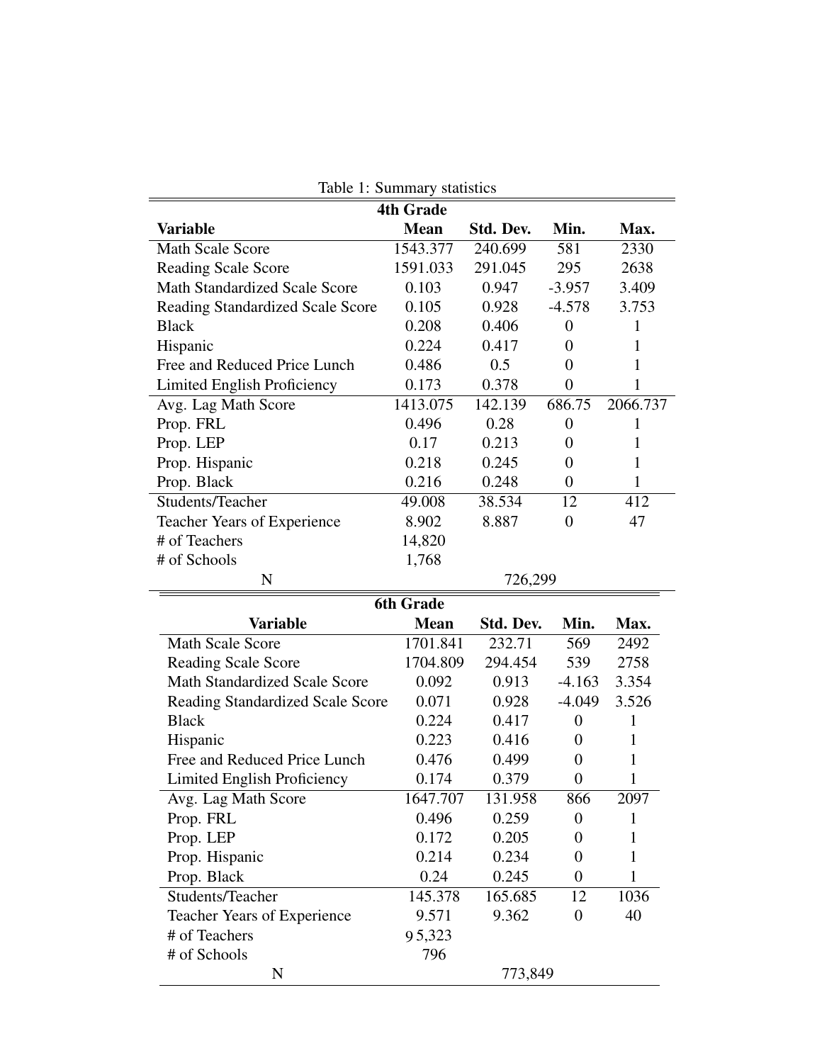Table 1: Summary statistics

| 4th Grade | | | | |
|---|---|---|---|---|
| **Variable** | **Mean** | **Std. Dev.** | **Min.** | **Max.** |
| Math Scale Score | 1543.377 | 240.699 | 581 | 2330 |
| Reading Scale Score | 1591.033 | 291.045 | 295 | 2638 |
| Math Standardized Scale Score | 0.103 | 0.947 | -3.957 | 3.409 |
| Reading Standardized Scale Score | 0.105 | 0.928 | -4.578 | 3.753 |
| Black | 0.208 | 0.406 | 0 | 1 |
| Hispanic | 0.224 | 0.417 | 0 | 1 |
| Free and Reduced Price Lunch | 0.486 | 0.5 | 0 | 1 |
| Limited English Proficiency | 0.173 | 0.378 | 0 | 1 |
| Avg. Lag Math Score | 1413.075 | 142.139 | 686.75 | 2066.737 |
| Prop. FRL | 0.496 | 0.28 | 0 | 1 |
| Prop. LEP | 0.17 | 0.213 | 0 | 1 |
| Prop. Hispanic | 0.218 | 0.245 | 0 | 1 |
| Prop. Black | 0.216 | 0.248 | 0 | 1 |
| Students/Teacher | 49.008 | 38.534 | 12 | 412 |
| Teacher Years of Experience | 8.902 | 8.887 | 0 | 47 |
| # of Teachers | 14,820 | | | |
| # of Schools | 1,768 | | | |
| N | 726,299 | | | |

| 6th Grade | | | | |
|---|---|---|---|---|
| **Variable** | **Mean** | **Std. Dev.** | **Min.** | **Max.** |
| Math Scale Score | 1701.841 | 232.71 | 569 | 2492 |
| Reading Scale Score | 1704.809 | 294.454 | 539 | 2758 |
| Math Standardized Scale Score | 0.092 | 0.913 | -4.163 | 3.354 |
| Reading Standardized Scale Score | 0.071 | 0.928 | -4.049 | 3.526 |
| Black | 0.224 | 0.417 | 0 | 1 |
| Hispanic | 0.223 | 0.416 | 0 | 1 |
| Free and Reduced Price Lunch | 0.476 | 0.499 | 0 | 1 |
| Limited English Proficiency | 0.174 | 0.379 | 0 | 1 |
| Avg. Lag Math Score | 1647.707 | 131.958 | 866 | 2097 |
| Prop. FRL | 0.496 | 0.259 | 0 | 1 |
| Prop. LEP | 0.172 | 0.205 | 0 | 1 |
| Prop. Hispanic | 0.214 | 0.234 | 0 | 1 |
| Prop. Black | 0.24 | 0.245 | 0 | 1 |
| Students/Teacher | 145.378 | 165.685 | 12 | 1036 |
| Teacher Years of Experience | 9.571 | 9.362 | 0 | 40 |
| # of Teachers | 9 5,323 | | | |
| # of Schools | 796 | | | |
| N | 773,849 | | | |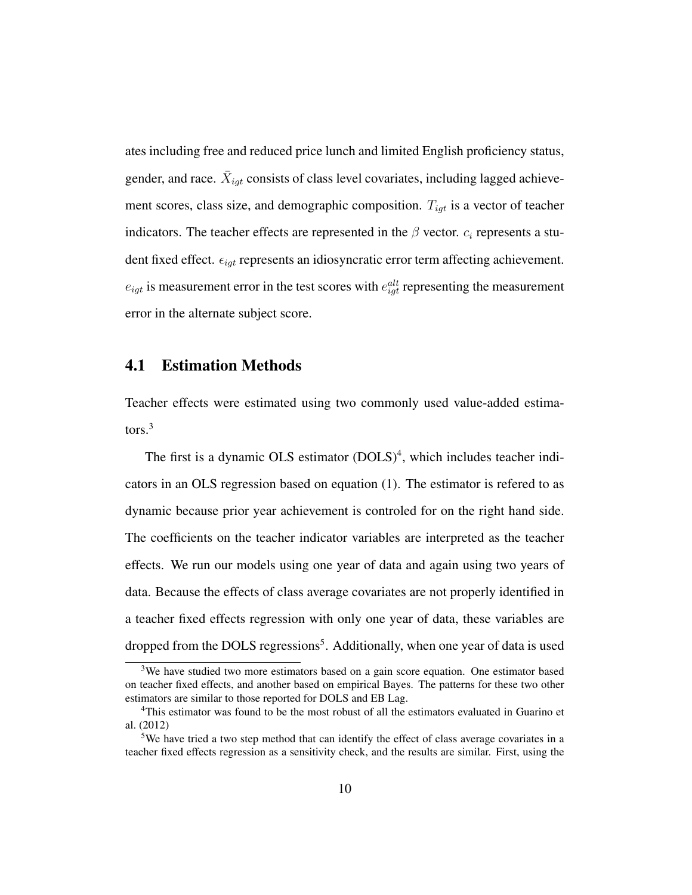ates including free and reduced price lunch and limited English proficiency status, gender, and race. $\bar{X}_{igt}$ consists of class level covariates, including lagged achievement scores, class size, and demographic composition. $T_{igt}$ is a vector of teacher indicators. The teacher effects are represented in the $\beta$ vector. $c_i$ represents a student fixed effect. $\epsilon_{igt}$ represents an idiosyncratic error term affecting achievement. $e_{igt}$ is measurement error in the test scores with $e_{igt}^{alt}$ representing the measurement error in the alternate subject score.

## 4.1 Estimation Methods

Teacher effects were estimated using two commonly used value-added estimators.[3]

The first is a dynamic OLS estimator (DOLS)[4], which includes teacher indicators in an OLS regression based on equation (1). The estimator is refered to as dynamic because prior year achievement is controled for on the right hand side. The coefficients on the teacher indicator variables are interpreted as the teacher effects. We run our models using one year of data and again using two years of data. Because the effects of class average covariates are not properly identified in a teacher fixed effects regression with only one year of data, these variables are dropped from the DOLS regressions[5]. Additionally, when one year of data is used

[3]We have studied two more estimators based on a gain score equation. One estimator based on teacher fixed effects, and another based on empirical Bayes. The patterns for these two other estimators are similar to those reported for DOLS and EB Lag.

[4]This estimator was found to be the most robust of all the estimators evaluated in Guarino et al. (2012)

[5]We have tried a two step method that can identify the effect of class average covariates in a teacher fixed effects regression as a sensitivity check, and the results are similar. First, using the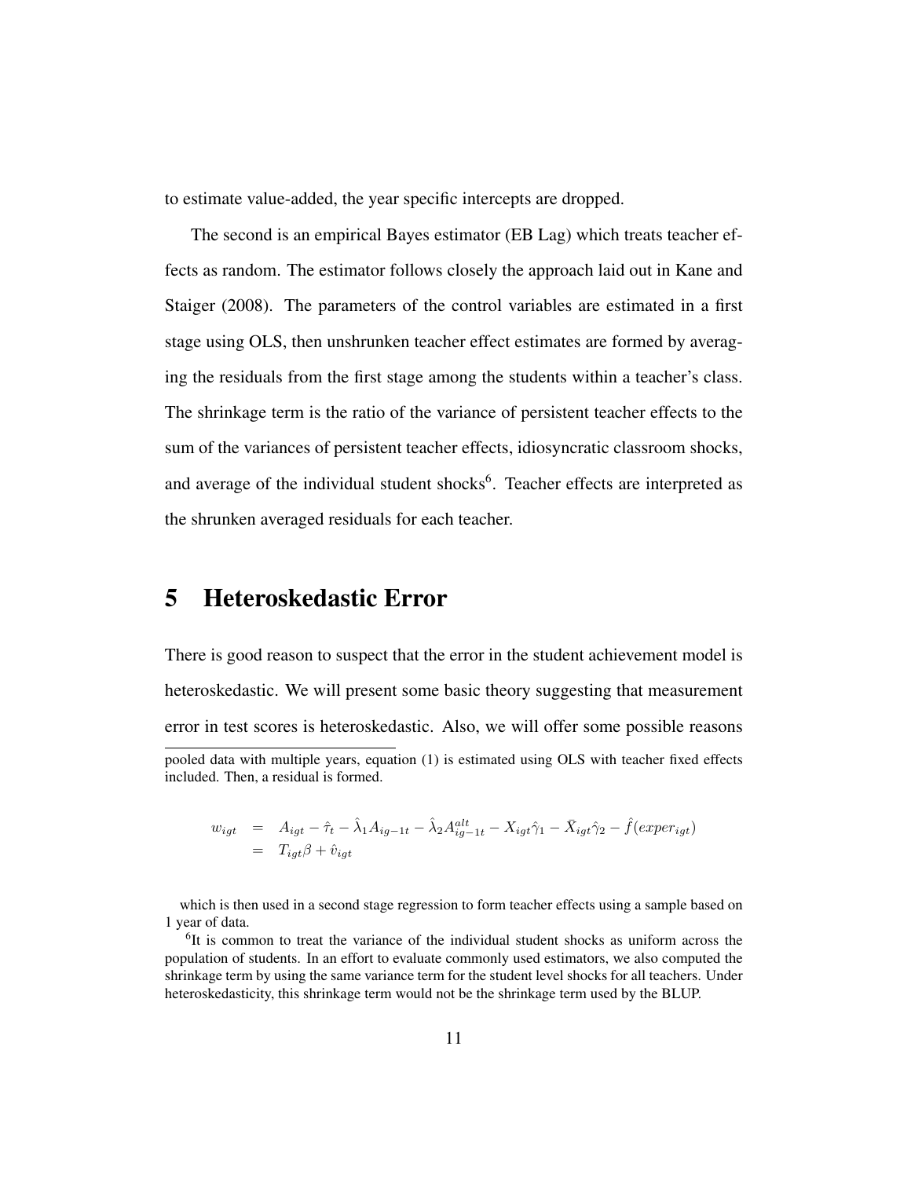to estimate value-added, the year specific intercepts are dropped.

The second is an empirical Bayes estimator (EB Lag) which treats teacher effects as random. The estimator follows closely the approach laid out in Kane and Staiger (2008). The parameters of the control variables are estimated in a first stage using OLS, then unshrunken teacher effect estimates are formed by averaging the residuals from the first stage among the students within a teacher's class. The shrinkage term is the ratio of the variance of persistent teacher effects to the sum of the variances of persistent teacher effects, idiosyncratic classroom shocks, and average of the individual student shocks[6]. Teacher effects are interpreted as the shrunken averaged residuals for each teacher.

# 5 Heteroskedastic Error

There is good reason to suspect that the error in the student achievement model is heteroskedastic. We will present some basic theory suggesting that measurement error in test scores is heteroskedastic. Also, we will offer some possible reasons

---

pooled data with multiple years, equation (1) is estimated using OLS with teacher fixed effects included. Then, a residual is formed.

$$
\begin{aligned}
w_{igt} &= A_{igt} - \hat{\tau}_t - \hat{\lambda}_1 A_{ig-1t} - \hat{\lambda}_2 A^{alt}_{ig-1t} - X_{igt}\hat{\gamma}_1 - \bar{X}_{igt}\hat{\gamma}_2 - \hat{f}(exper_{igt}) \\
&= T_{igt}\beta + \hat{v}_{igt}
\end{aligned}
$$

which is then used in a second stage regression to form teacher effects using a sample based on 1 year of data.

[6]It is common to treat the variance of the individual student shocks as uniform across the population of students. In an effort to evaluate commonly used estimators, we also computed the shrinkage term by using the same variance term for the student level shocks for all teachers. Under heteroskedasticity, this shrinkage term would not be the shrinkage term used by the BLUP.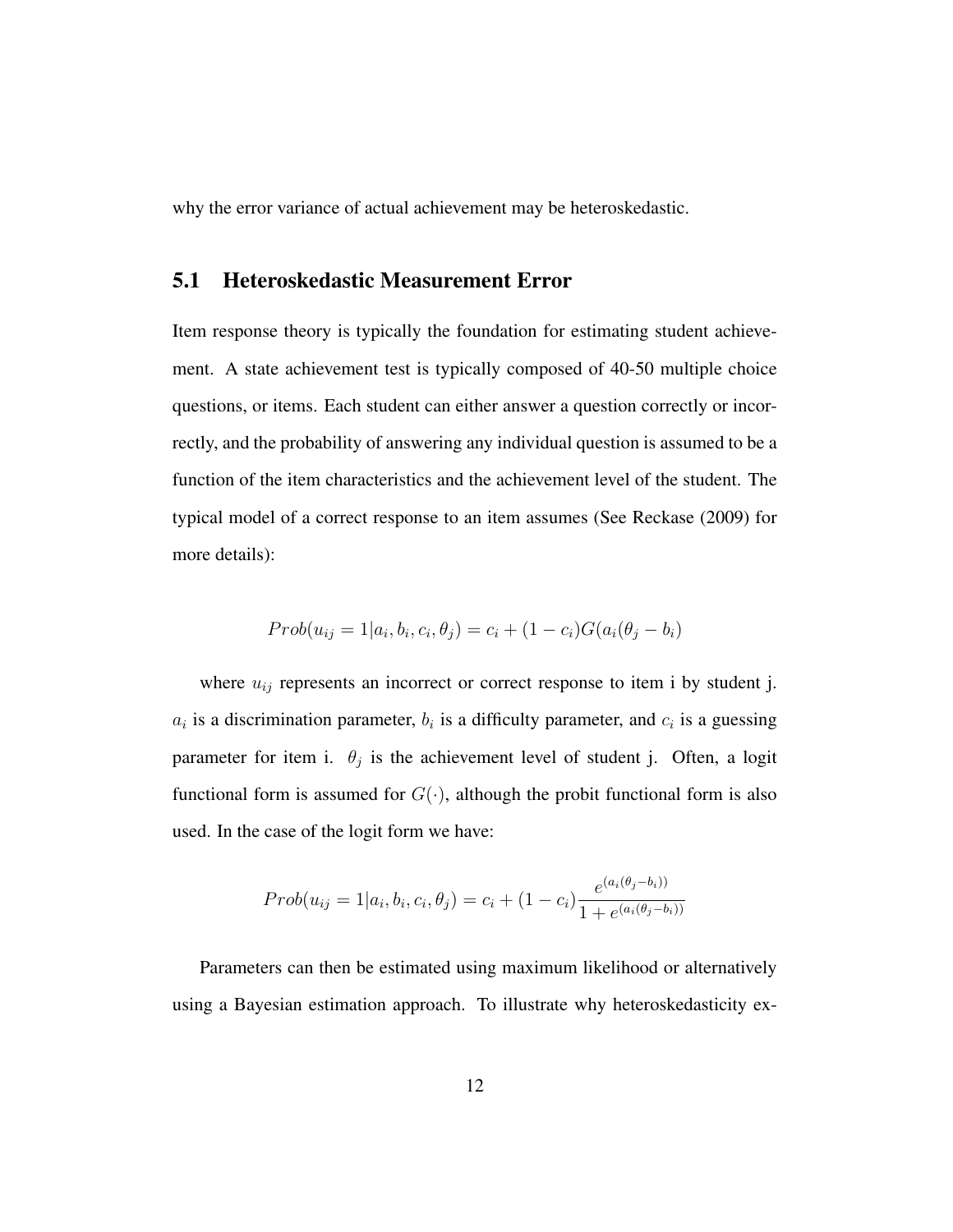why the error variance of actual achievement may be heteroskedastic.

## 5.1 Heteroskedastic Measurement Error

Item response theory is typically the foundation for estimating student achievement. A state achievement test is typically composed of 40-50 multiple choice questions, or items. Each student can either answer a question correctly or incorrectly, and the probability of answering any individual question is assumed to be a function of the item characteristics and the achievement level of the student. The typical model of a correct response to an item assumes (See Reckase (2009) for more details):

$$Prob(u_{ij} = 1|a_i, b_i, c_i, \theta_j) = c_i + (1 - c_i)G(a_i(\theta_j - b_i)$$

where $u_{ij}$ represents an incorrect or correct response to item i by student j. $a_i$ is a discrimination parameter, $b_i$ is a difficulty parameter, and $c_i$ is a guessing parameter for item i. $\theta_j$ is the achievement level of student j. Often, a logit functional form is assumed for $G(\cdot)$, although the probit functional form is also used. In the case of the logit form we have:

$$Prob(u_{ij} = 1|a_i, b_i, c_i, \theta_j) = c_i + (1 - c_i)\frac{e^{(a_i(\theta_j - b_i))}}{1 + e^{(a_i(\theta_j - b_i))}}$$

Parameters can then be estimated using maximum likelihood or alternatively using a Bayesian estimation approach. To illustrate why heteroskedasticity ex-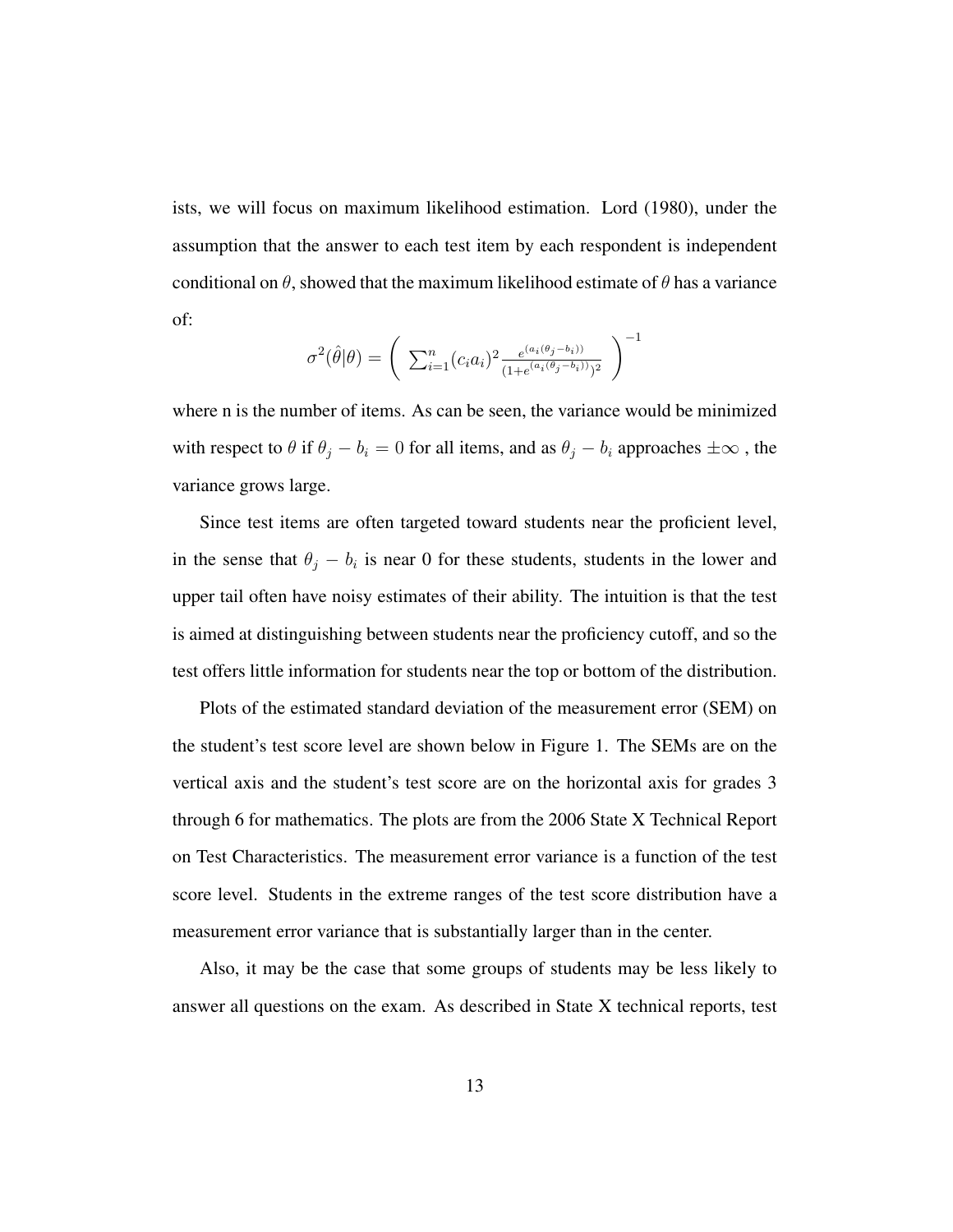ists, we will focus on maximum likelihood estimation. Lord (1980), under the assumption that the answer to each test item by each respondent is independent conditional on $\theta$, showed that the maximum likelihood estimate of $\theta$ has a variance of:

$$\sigma^2(\hat{\theta}|\theta) = \left( \sum_{i=1}^{n} (c_i a_i)^2 \frac{e^{(a_i(\theta_j - b_i))}}{(1+e^{(a_i(\theta_j - b_i))})^2} \right)^{-1}$$

where n is the number of items. As can be seen, the variance would be minimized with respect to $\theta$ if $\theta_j - b_i = 0$ for all items, and as $\theta_j - b_i$ approaches $\pm\infty$ , the variance grows large.

Since test items are often targeted toward students near the proficient level, in the sense that $\theta_j - b_i$ is near 0 for these students, students in the lower and upper tail often have noisy estimates of their ability. The intuition is that the test is aimed at distinguishing between students near the proficiency cutoff, and so the test offers little information for students near the top or bottom of the distribution.

Plots of the estimated standard deviation of the measurement error (SEM) on the student's test score level are shown below in Figure 1. The SEMs are on the vertical axis and the student's test score are on the horizontal axis for grades 3 through 6 for mathematics. The plots are from the 2006 State X Technical Report on Test Characteristics. The measurement error variance is a function of the test score level. Students in the extreme ranges of the test score distribution have a measurement error variance that is substantially larger than in the center.

Also, it may be the case that some groups of students may be less likely to answer all questions on the exam. As described in State X technical reports, test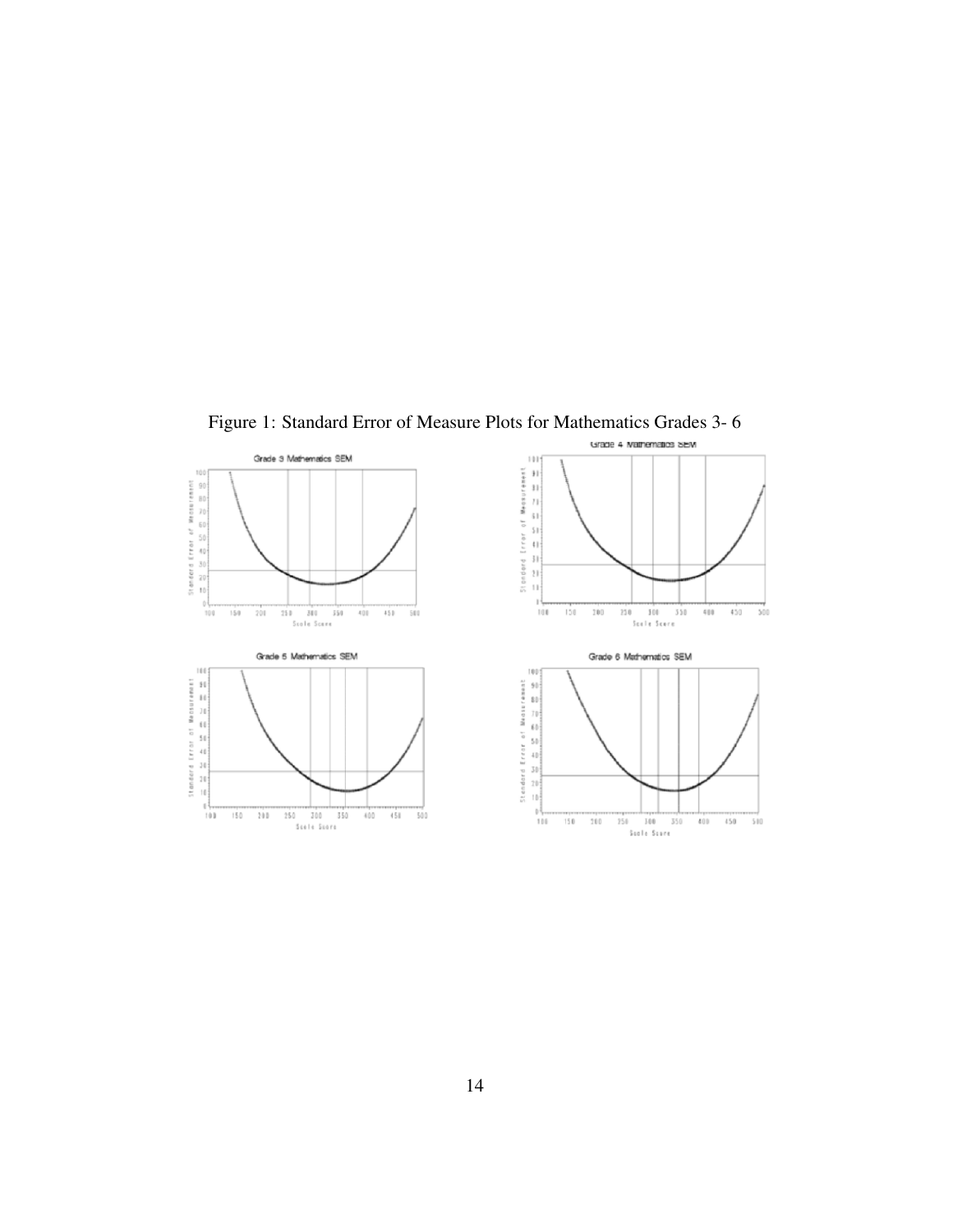Figure 1: Standard Error of Measure Plots for Mathematics Grades 3- 6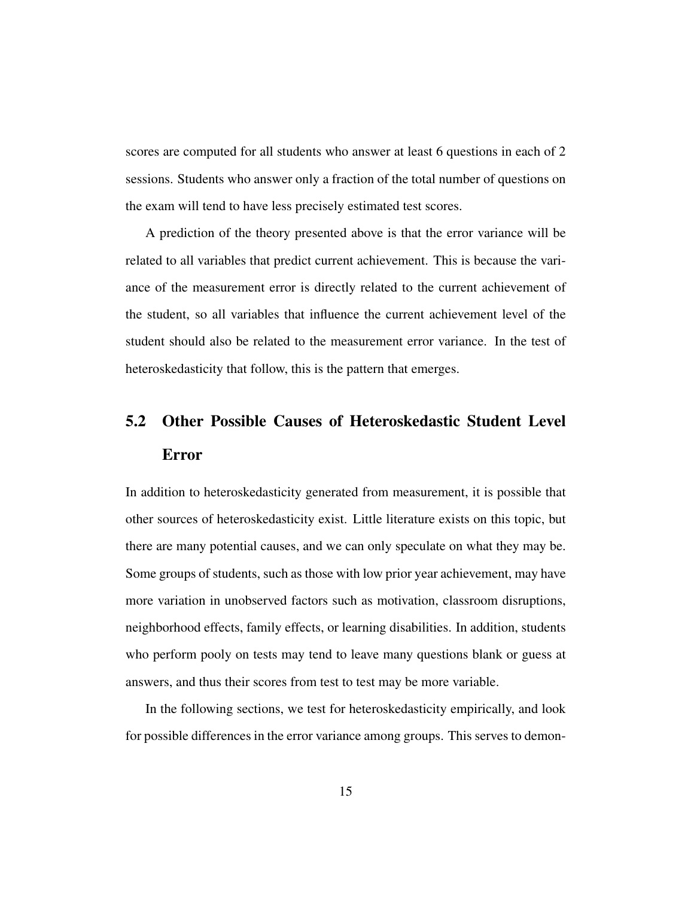scores are computed for all students who answer at least 6 questions in each of 2 sessions. Students who answer only a fraction of the total number of questions on the exam will tend to have less precisely estimated test scores.

A prediction of the theory presented above is that the error variance will be related to all variables that predict current achievement. This is because the variance of the measurement error is directly related to the current achievement of the student, so all variables that influence the current achievement level of the student should also be related to the measurement error variance. In the test of heteroskedasticity that follow, this is the pattern that emerges.

## 5.2 Other Possible Causes of Heteroskedastic Student Level Error

In addition to heteroskedasticity generated from measurement, it is possible that other sources of heteroskedasticity exist. Little literature exists on this topic, but there are many potential causes, and we can only speculate on what they may be. Some groups of students, such as those with low prior year achievement, may have more variation in unobserved factors such as motivation, classroom disruptions, neighborhood effects, family effects, or learning disabilities. In addition, students who perform pooly on tests may tend to leave many questions blank or guess at answers, and thus their scores from test to test may be more variable.

In the following sections, we test for heteroskedasticity empirically, and look for possible differences in the error variance among groups. This serves to demon-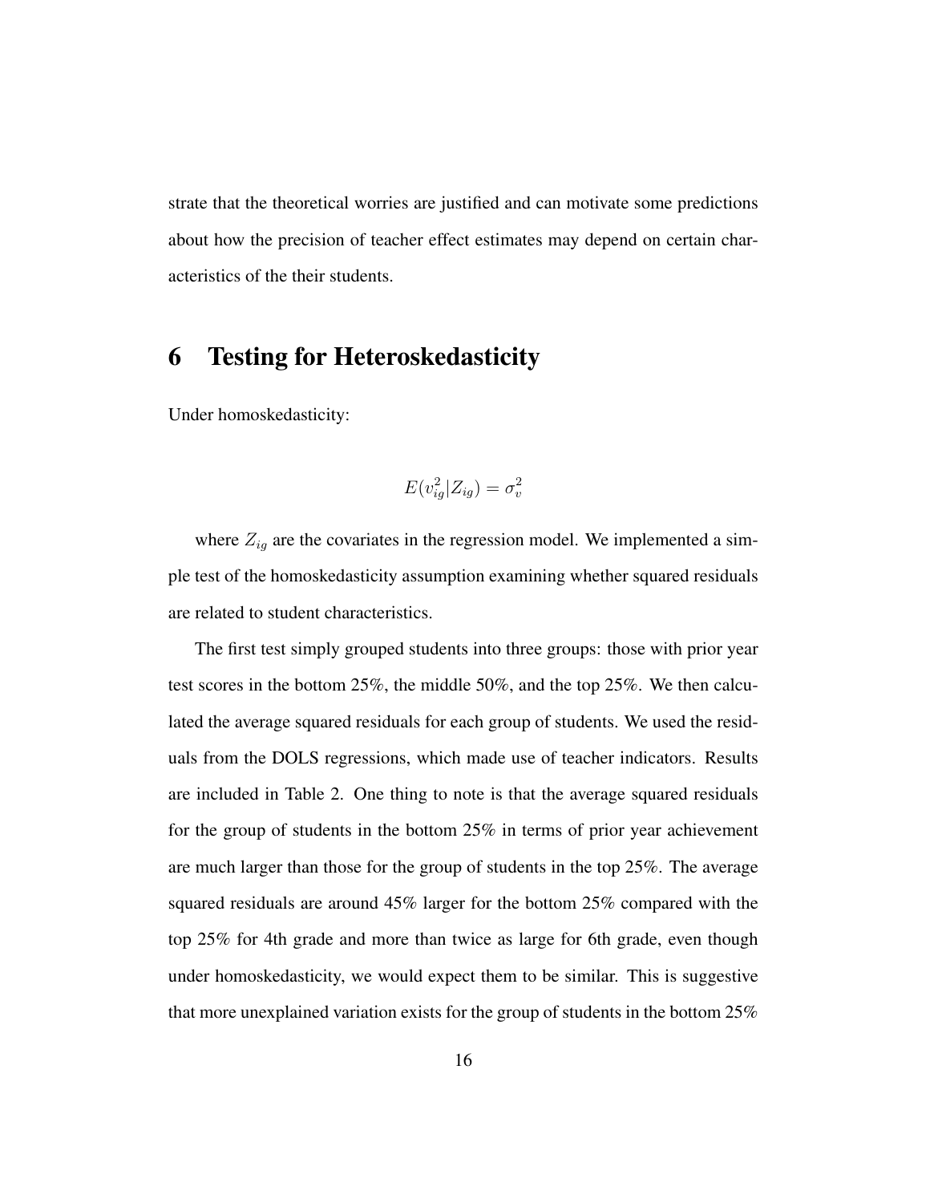strate that the theoretical worries are justified and can motivate some predictions about how the precision of teacher effect estimates may depend on certain characteristics of the their students.

# 6 Testing for Heteroskedasticity

Under homoskedasticity:

$$E(v_{ig}^2|Z_{ig}) = \sigma_v^2$$

where $Z_{ig}$ are the covariates in the regression model. We implemented a simple test of the homoskedasticity assumption examining whether squared residuals are related to student characteristics.

The first test simply grouped students into three groups: those with prior year test scores in the bottom 25%, the middle 50%, and the top 25%. We then calculated the average squared residuals for each group of students. We used the residuals from the DOLS regressions, which made use of teacher indicators. Results are included in Table 2. One thing to note is that the average squared residuals for the group of students in the bottom 25% in terms of prior year achievement are much larger than those for the group of students in the top 25%. The average squared residuals are around 45% larger for the bottom 25% compared with the top 25% for 4th grade and more than twice as large for 6th grade, even though under homoskedasticity, we would expect them to be similar. This is suggestive that more unexplained variation exists for the group of students in the bottom 25%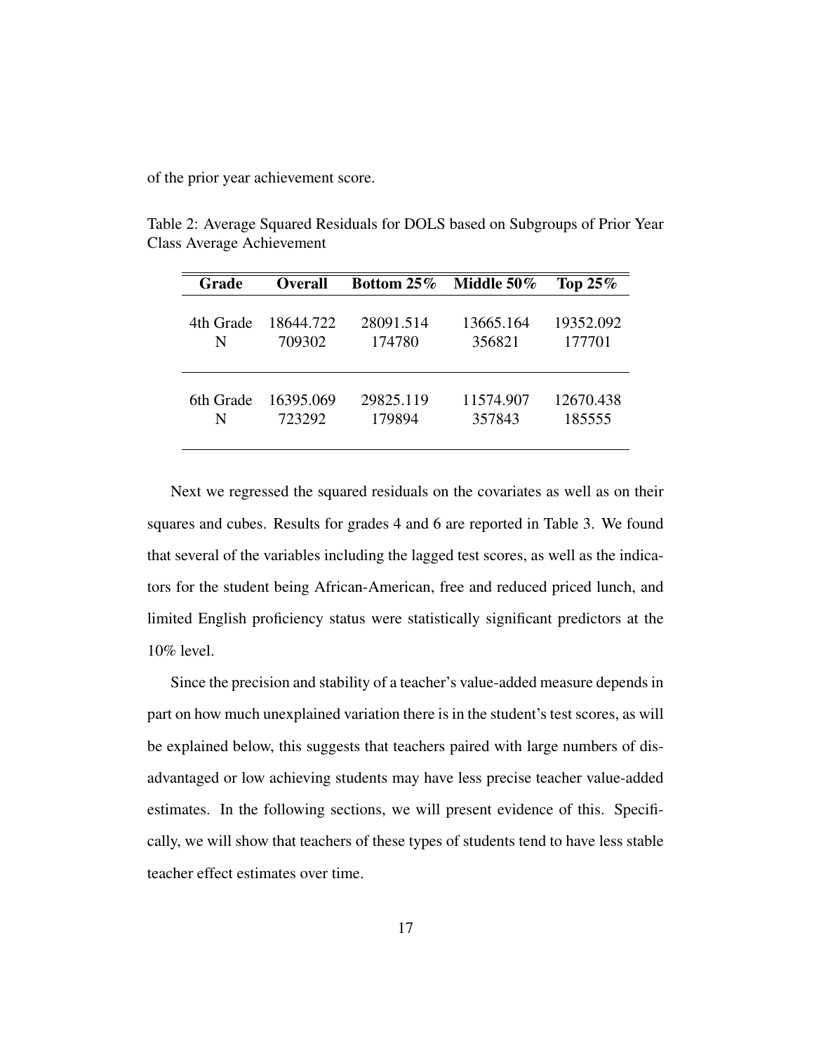of the prior year achievement score.

Table 2: Average Squared Residuals for DOLS based on Subgroups of Prior Year Class Average Achievement

| Grade | Overall | Bottom 25% | Middle 50% | Top 25% |
|---|---|---|---|---|
| 4th Grade | 18644.722 | 28091.514 | 13665.164 | 19352.092 |
| N | 709302 | 174780 | 356821 | 177701 |
| 6th Grade | 16395.069 | 29825.119 | 11574.907 | 12670.438 |
| N | 723292 | 179894 | 357843 | 185555 |

Next we regressed the squared residuals on the covariates as well as on their squares and cubes. Results for grades 4 and 6 are reported in Table 3. We found that several of the variables including the lagged test scores, as well as the indicators for the student being African-American, free and reduced priced lunch, and limited English proficiency status were statistically significant predictors at the 10% level.

Since the precision and stability of a teacher's value-added measure depends in part on how much unexplained variation there is in the student's test scores, as will be explained below, this suggests that teachers paired with large numbers of disadvantaged or low achieving students may have less precise teacher value-added estimates. In the following sections, we will present evidence of this. Specifically, we will show that teachers of these types of students tend to have less stable teacher effect estimates over time.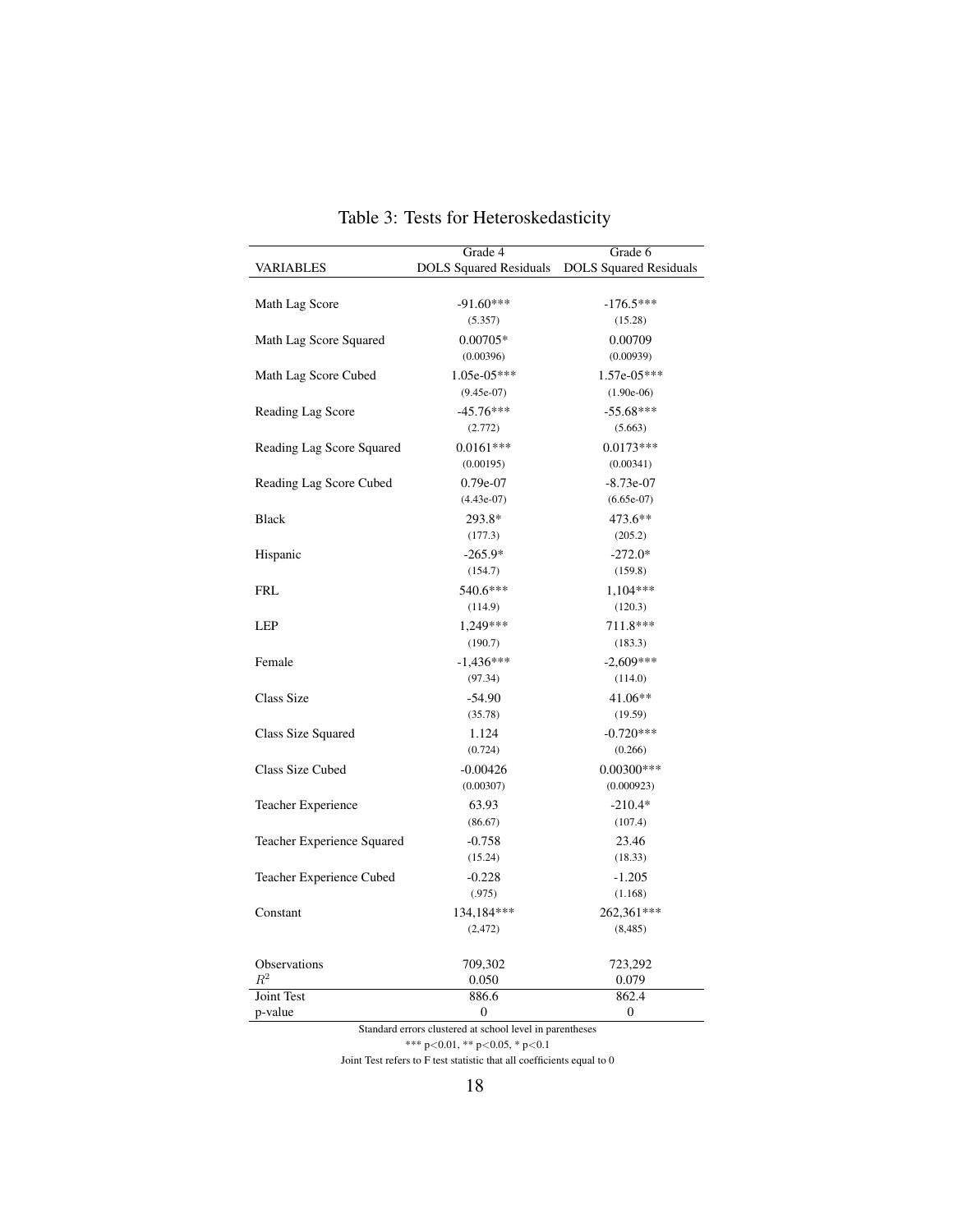Table 3: Tests for Heteroskedasticity

| VARIABLES | Grade 4<br>DOLS Squared Residuals | Grade 6<br>DOLS Squared Residuals |
|---|---|---|
| Math Lag Score | -91.60*** | -176.5*** |
| | (5.357) | (15.28) |
| Math Lag Score Squared | 0.00705* | 0.00709 |
| | (0.00396) | (0.00939) |
| Math Lag Score Cubed | 1.05e-05*** | 1.57e-05*** |
| | (9.45e-07) | (1.90e-06) |
| Reading Lag Score | -45.76*** | -55.68*** |
| | (2.772) | (5.663) |
| Reading Lag Score Squared | 0.0161*** | 0.0173*** |
| | (0.00195) | (0.00341) |
| Reading Lag Score Cubed | 0.79e-07 | -8.73e-07 |
| | (4.43e-07) | (6.65e-07) |
| Black | 293.8* | 473.6** |
| | (177.3) | (205.2) |
| Hispanic | -265.9* | -272.0* |
| | (154.7) | (159.8) |
| FRL | 540.6*** | 1,104*** |
| | (114.9) | (120.3) |
| LEP | 1,249*** | 711.8*** |
| | (190.7) | (183.3) |
| Female | -1,436*** | -2,609*** |
| | (97.34) | (114.0) |
| Class Size | -54.90 | 41.06** |
| | (35.78) | (19.59) |
| Class Size Squared | 1.124 | -0.720*** |
| | (0.724) | (0.266) |
| Class Size Cubed | -0.00426 | 0.00300*** |
| | (0.00307) | (0.000923) |
| Teacher Experience | 63.93 | -210.4* |
| | (86.67) | (107.4) |
| Teacher Experience Squared | -0.758 | 23.46 |
| | (15.24) | (18.33) |
| Teacher Experience Cubed | -0.228 | -1.205 |
| | (.975) | (1.168) |
| Constant | 134,184*** | 262,361*** |
| | (2,472) | (8,485) |
| Observations | 709,302 | 723,292 |
| $R^2$ | 0.050 | 0.079 |
| Joint Test | 886.6 | 862.4 |
| p-value | 0 | 0 |

Standard errors clustered at school level in parentheses

*** $p<0.01$, ** $p<0.05$, * $p<0.1$

Joint Test refers to F test statistic that all coefficients equal to 0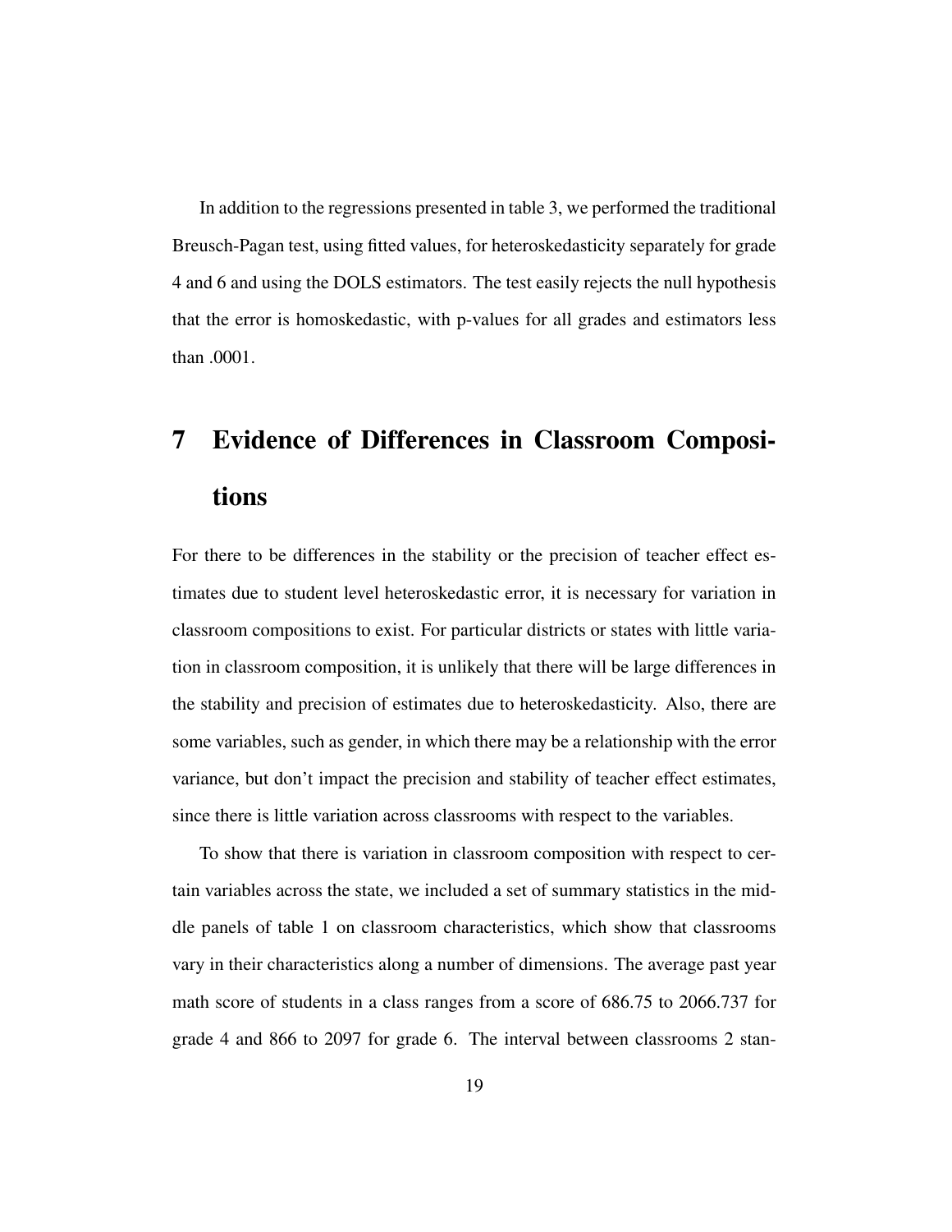In addition to the regressions presented in table 3, we performed the traditional Breusch-Pagan test, using fitted values, for heteroskedasticity separately for grade 4 and 6 and using the DOLS estimators. The test easily rejects the null hypothesis that the error is homoskedastic, with p-values for all grades and estimators less than .0001.

# 7 Evidence of Differences in Classroom Compositions

For there to be differences in the stability or the precision of teacher effect estimates due to student level heteroskedastic error, it is necessary for variation in classroom compositions to exist. For particular districts or states with little variation in classroom composition, it is unlikely that there will be large differences in the stability and precision of estimates due to heteroskedasticity. Also, there are some variables, such as gender, in which there may be a relationship with the error variance, but don't impact the precision and stability of teacher effect estimates, since there is little variation across classrooms with respect to the variables.

To show that there is variation in classroom composition with respect to certain variables across the state, we included a set of summary statistics in the middle panels of table 1 on classroom characteristics, which show that classrooms vary in their characteristics along a number of dimensions. The average past year math score of students in a class ranges from a score of 686.75 to 2066.737 for grade 4 and 866 to 2097 for grade 6. The interval between classrooms 2 stan-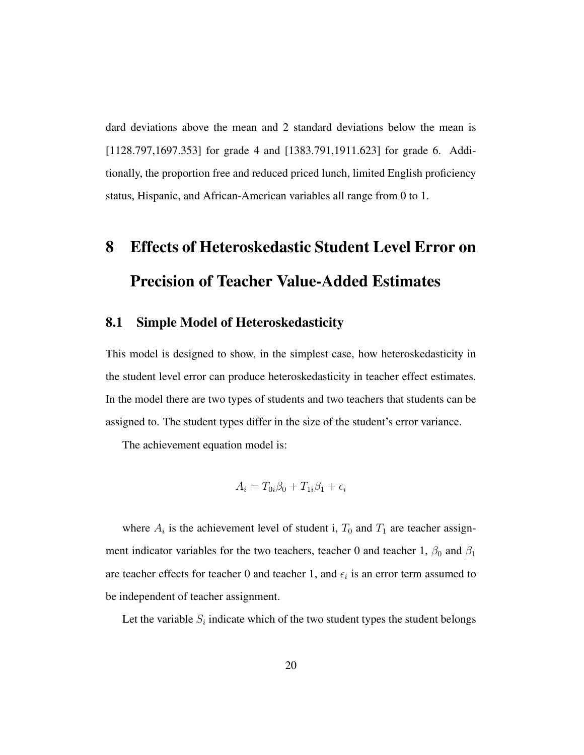dard deviations above the mean and 2 standard deviations below the mean is [1128.797,1697.353] for grade 4 and [1383.791,1911.623] for grade 6. Additionally, the proportion free and reduced priced lunch, limited English proficiency status, Hispanic, and African-American variables all range from 0 to 1.

# 8 Effects of Heteroskedastic Student Level Error on Precision of Teacher Value-Added Estimates

## 8.1 Simple Model of Heteroskedasticity

This model is designed to show, in the simplest case, how heteroskedasticity in the student level error can produce heteroskedasticity in teacher effect estimates. In the model there are two types of students and two teachers that students can be assigned to. The student types differ in the size of the student's error variance.

The achievement equation model is:

$$A_i = T_{0i}\beta_0 + T_{1i}\beta_1 + \epsilon_i$$

where $A_i$ is the achievement level of student i, $T_0$ and $T_1$ are teacher assignment indicator variables for the two teachers, teacher 0 and teacher 1, $\beta_0$ and $\beta_1$ are teacher effects for teacher 0 and teacher 1, and $\epsilon_i$ is an error term assumed to be independent of teacher assignment.

Let the variable $S_i$ indicate which of the two student types the student belongs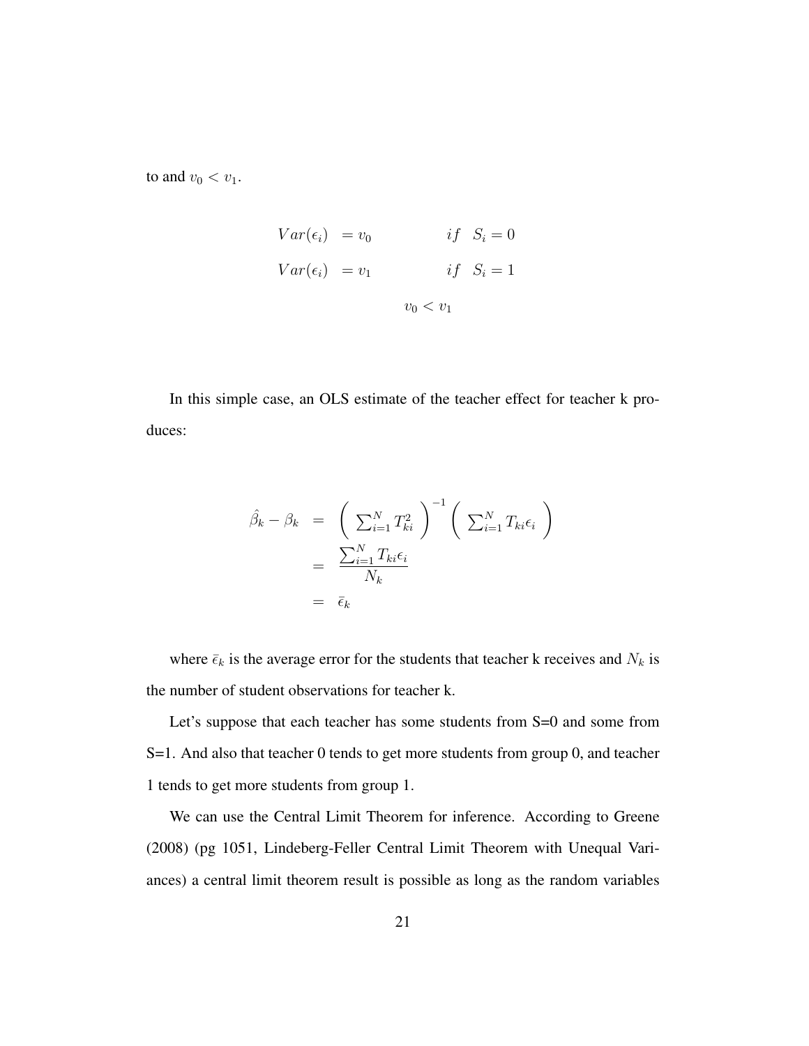to and $v_0 < v_1$.

$$
\begin{aligned}
Var(\epsilon_i) &= v_0 \qquad\qquad if \quad S_i = 0 \\
Var(\epsilon_i) &= v_1 \qquad\qquad if \quad S_i = 1 \\
& \qquad\quad v_0 < v_1
\end{aligned}
$$

In this simple case, an OLS estimate of the teacher effect for teacher k produces:

$$
\begin{aligned}
\hat{\beta}_k - \beta_k &= \left( \sum_{i=1}^{N} T_{ki}^2 \right)^{-1} \left( \sum_{i=1}^{N} T_{ki}\epsilon_i \right) \\
&= \frac{\sum_{i=1}^{N} T_{ki}\epsilon_i}{N_k} \\
&= \bar{\epsilon}_k
\end{aligned}
$$

where $\bar{\epsilon}_k$ is the average error for the students that teacher k receives and $N_k$ is the number of student observations for teacher k.

Let's suppose that each teacher has some students from S=0 and some from S=1. And also that teacher 0 tends to get more students from group 0, and teacher 1 tends to get more students from group 1.

We can use the Central Limit Theorem for inference. According to Greene (2008) (pg 1051, Lindeberg-Feller Central Limit Theorem with Unequal Variances) a central limit theorem result is possible as long as the random variables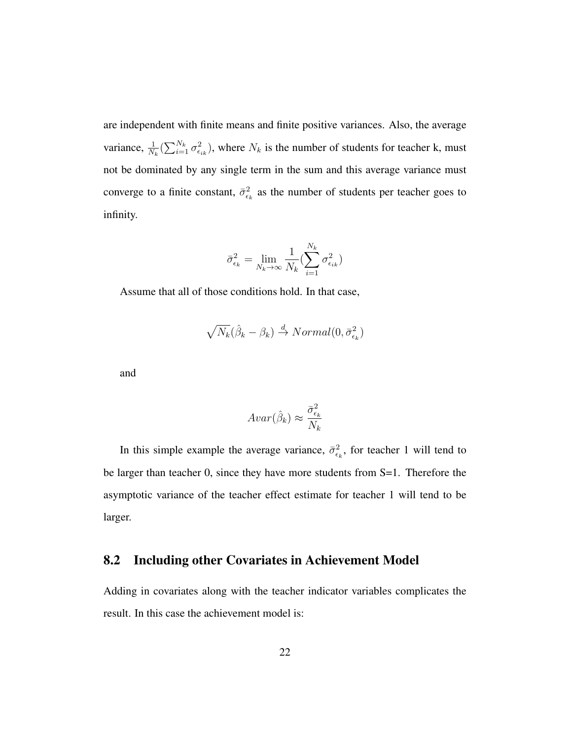are independent with finite means and finite positive variances. Also, the average variance, $\frac{1}{N_k}(\sum_{i=1}^{N_k} \sigma^2_{\epsilon_{ik}})$, where $N_k$ is the number of students for teacher k, must not be dominated by any single term in the sum and this average variance must converge to a finite constant, $\bar{\sigma}^2_{\epsilon_k}$ as the number of students per teacher goes to infinity.

$$\bar{\sigma}^2_{\epsilon_k} = \lim_{N_k \to \infty} \frac{1}{N_k}(\sum_{i=1}^{N_k} \sigma^2_{\epsilon_{ik}})$$

Assume that all of those conditions hold. In that case,

$$\sqrt{N_k}(\hat{\beta}_k - \beta_k) \xrightarrow{d} Normal(0, \bar{\sigma}^2_{\epsilon_k})$$

and

$$Avar(\hat{\beta}_k) \approx \frac{\bar{\sigma}^2_{\epsilon_k}}{N_k}$$

In this simple example the average variance, $\bar{\sigma}^2_{\epsilon_k}$, for teacher 1 will tend to be larger than teacher 0, since they have more students from S=1. Therefore the asymptotic variance of the teacher effect estimate for teacher 1 will tend to be larger.

## 8.2 Including other Covariates in Achievement Model

Adding in covariates along with the teacher indicator variables complicates the result. In this case the achievement model is: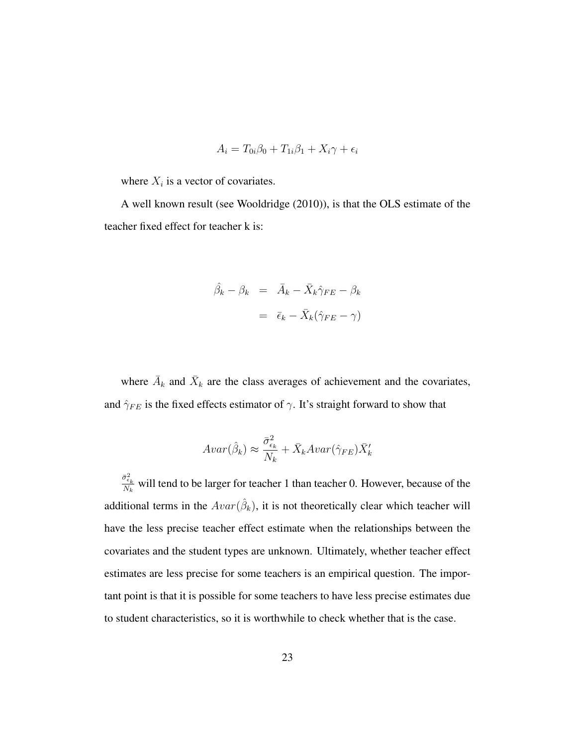$$A_i = T_{0i}\beta_0 + T_{1i}\beta_1 + X_i\gamma + \epsilon_i$$

where $X_i$ is a vector of covariates.

A well known result (see Wooldridge (2010)), is that the OLS estimate of the teacher fixed effect for teacher k is:

$$\begin{aligned}
\hat{\beta}_k - \beta_k &= \bar{A}_k - \bar{X}_k\hat{\gamma}_{FE} - \beta_k \\
&= \bar{\epsilon}_k - \bar{X}_k(\hat{\gamma}_{FE} - \gamma)
\end{aligned}$$

where $\bar{A}_k$ and $\bar{X}_k$ are the class averages of achievement and the covariates, and $\hat{\gamma}_{FE}$ is the fixed effects estimator of $\gamma$. It's straight forward to show that

$$Avar(\hat{\beta}_k) \approx \frac{\bar{\sigma}^2_{\epsilon_k}}{N_k} + \bar{X}_k Avar(\hat{\gamma}_{FE})\bar{X}_k'$$

$\frac{\bar{\sigma}^2_{\epsilon_k}}{N_k}$ will tend to be larger for teacher 1 than teacher 0. However, because of the additional terms in the $Avar(\hat{\beta}_k)$, it is not theoretically clear which teacher will have the less precise teacher effect estimate when the relationships between the covariates and the student types are unknown. Ultimately, whether teacher effect estimates are less precise for some teachers is an empirical question. The important point is that it is possible for some teachers to have less precise estimates due to student characteristics, so it is worthwhile to check whether that is the case.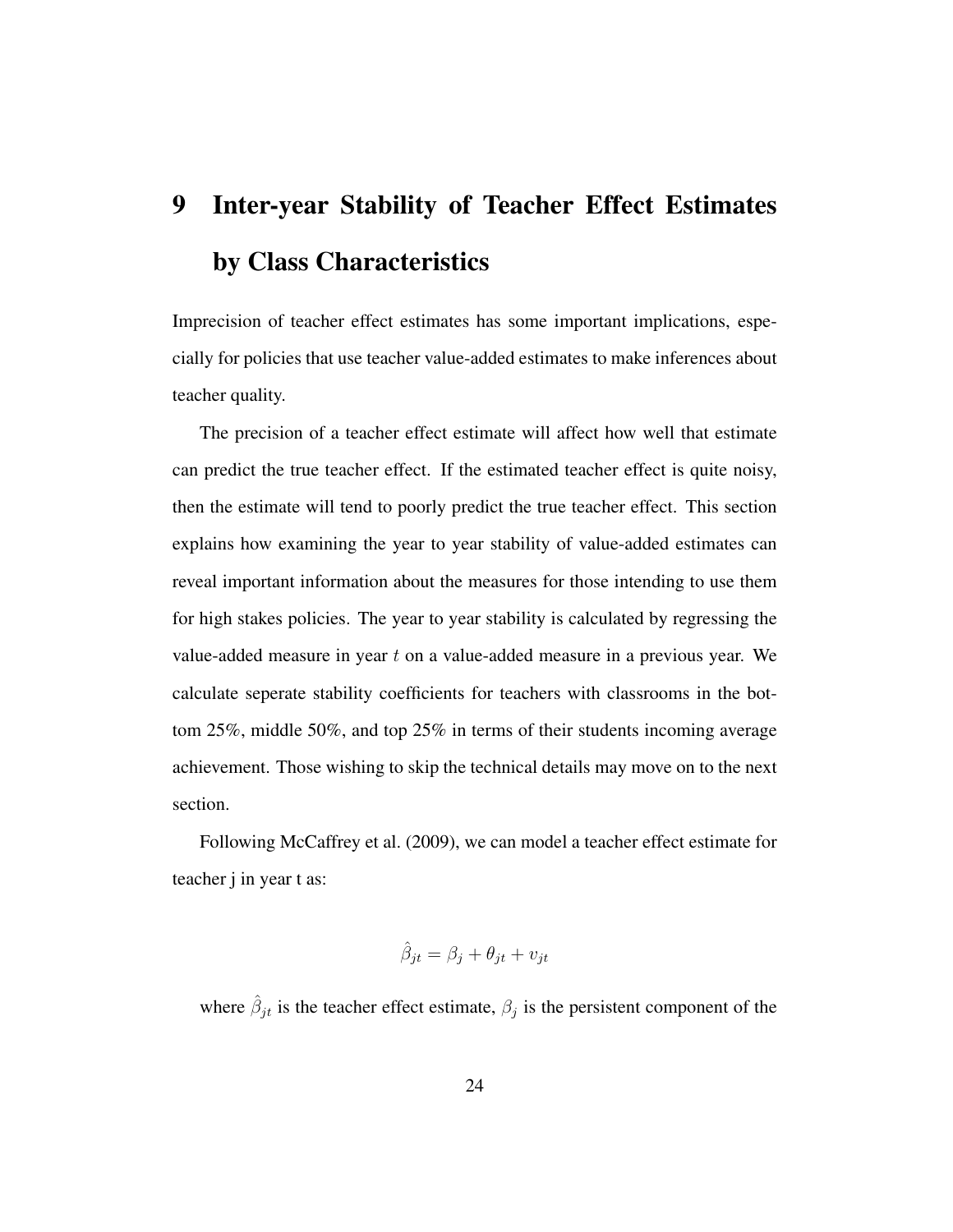# 9 Inter-year Stability of Teacher Effect Estimates by Class Characteristics

Imprecision of teacher effect estimates has some important implications, especially for policies that use teacher value-added estimates to make inferences about teacher quality.

The precision of a teacher effect estimate will affect how well that estimate can predict the true teacher effect. If the estimated teacher effect is quite noisy, then the estimate will tend to poorly predict the true teacher effect. This section explains how examining the year to year stability of value-added estimates can reveal important information about the measures for those intending to use them for high stakes policies. The year to year stability is calculated by regressing the value-added measure in year $t$ on a value-added measure in a previous year. We calculate seperate stability coefficients for teachers with classrooms in the bottom 25%, middle 50%, and top 25% in terms of their students incoming average achievement. Those wishing to skip the technical details may move on to the next section.

Following McCaffrey et al. (2009), we can model a teacher effect estimate for teacher j in year t as:

$$\hat{\beta}_{jt} = \beta_j + \theta_{jt} + v_{jt}$$

where $\hat{\beta}_{jt}$ is the teacher effect estimate, $\beta_j$ is the persistent component of the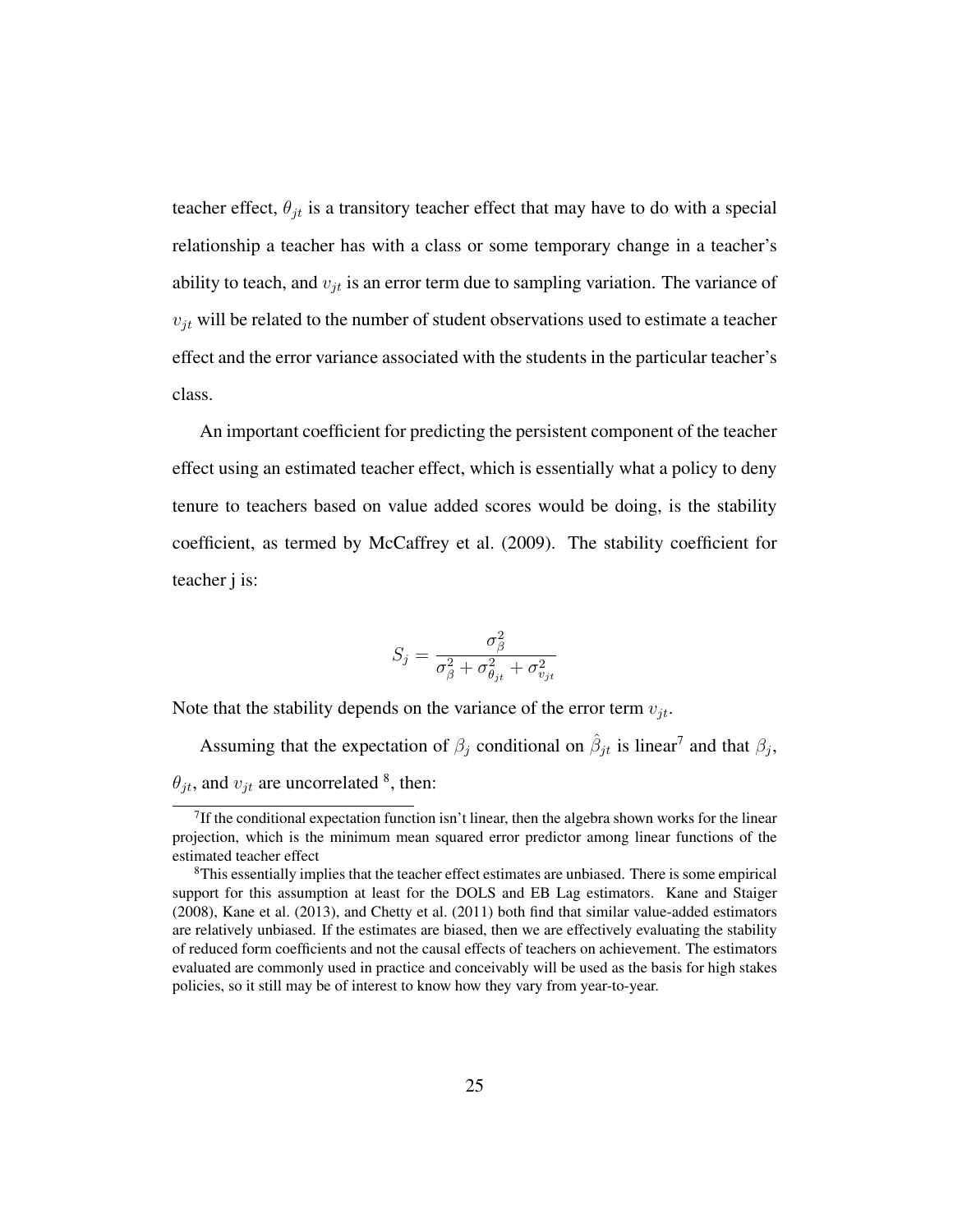teacher effect, $\theta_{jt}$ is a transitory teacher effect that may have to do with a special relationship a teacher has with a class or some temporary change in a teacher's ability to teach, and $v_{jt}$ is an error term due to sampling variation. The variance of $v_{jt}$ will be related to the number of student observations used to estimate a teacher effect and the error variance associated with the students in the particular teacher's class.

An important coefficient for predicting the persistent component of the teacher effect using an estimated teacher effect, which is essentially what a policy to deny tenure to teachers based on value added scores would be doing, is the stability coefficient, as termed by McCaffrey et al. (2009). The stability coefficient for teacher j is:

$$S_j = \frac{\sigma_\beta^2}{\sigma_\beta^2 + \sigma_{\theta_{jt}}^2 + \sigma_{v_{jt}}^2}$$

Note that the stability depends on the variance of the error term $v_{jt}$.

Assuming that the expectation of $\beta_j$ conditional on $\hat{\beta}_{jt}$ is linear[7] and that $\beta_j$, $\theta_{jt}$, and $v_{jt}$ are uncorrelated [8], then:

[7] If the conditional expectation function isn't linear, then the algebra shown works for the linear projection, which is the minimum mean squared error predictor among linear functions of the estimated teacher effect

[8] This essentially implies that the teacher effect estimates are unbiased. There is some empirical support for this assumption at least for the DOLS and EB Lag estimators. Kane and Staiger (2008), Kane et al. (2013), and Chetty et al. (2011) both find that similar value-added estimators are relatively unbiased. If the estimates are biased, then we are effectively evaluating the stability of reduced form coefficients and not the causal effects of teachers on achievement. The estimators evaluated are commonly used in practice and conceivably will be used as the basis for high stakes policies, so it still may be of interest to know how they vary from year-to-year.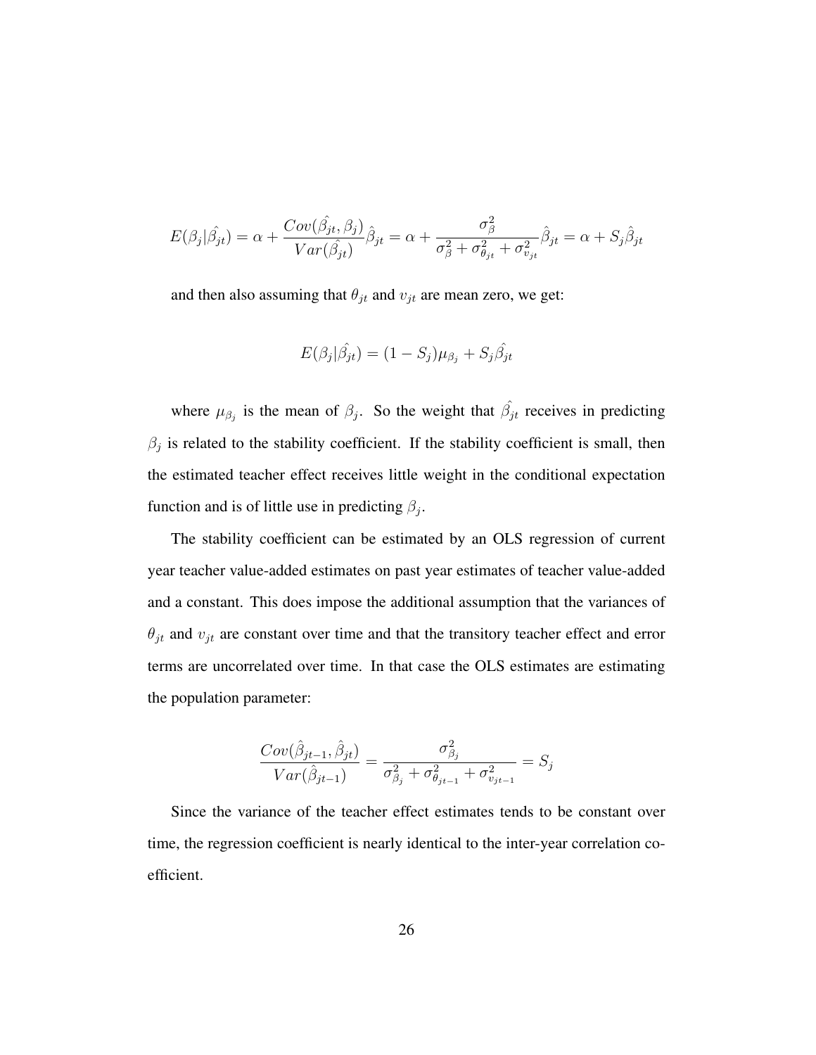$$E(\beta_j|\hat{\beta_{jt}}) = \alpha + \frac{Cov(\hat{\beta_{jt}}, \beta_j)}{Var(\hat{\beta_{jt}})}\hat{\beta}_{jt} = \alpha + \frac{\sigma^2_\beta}{\sigma^2_\beta + \sigma^2_{\theta_{jt}} + \sigma^2_{v_{jt}}}\hat{\beta}_{jt} = \alpha + S_j\hat{\beta}_{jt}$$

and then also assuming that $\theta_{jt}$ and $v_{jt}$ are mean zero, we get:

$$E(\beta_j|\hat{\beta_{jt}}) = (1 - S_j)\mu_{\beta_j} + S_j\hat{\beta_{jt}}$$

where $\mu_{\beta_j}$ is the mean of $\beta_j$. So the weight that $\hat{\beta_{jt}}$ receives in predicting $\beta_j$ is related to the stability coefficient. If the stability coefficient is small, then the estimated teacher effect receives little weight in the conditional expectation function and is of little use in predicting $\beta_j$.

The stability coefficient can be estimated by an OLS regression of current year teacher value-added estimates on past year estimates of teacher value-added and a constant. This does impose the additional assumption that the variances of $\theta_{jt}$ and $v_{jt}$ are constant over time and that the transitory teacher effect and error terms are uncorrelated over time. In that case the OLS estimates are estimating the population parameter:

$$\frac{Cov(\hat{\beta}_{jt-1}, \hat{\beta}_{jt})}{Var(\hat{\beta}_{jt-1})} = \frac{\sigma^2_{\beta_j}}{\sigma^2_{\beta_j} + \sigma^2_{\theta_{jt-1}} + \sigma^2_{v_{jt-1}}} = S_j$$

Since the variance of the teacher effect estimates tends to be constant over time, the regression coefficient is nearly identical to the inter-year correlation coefficient.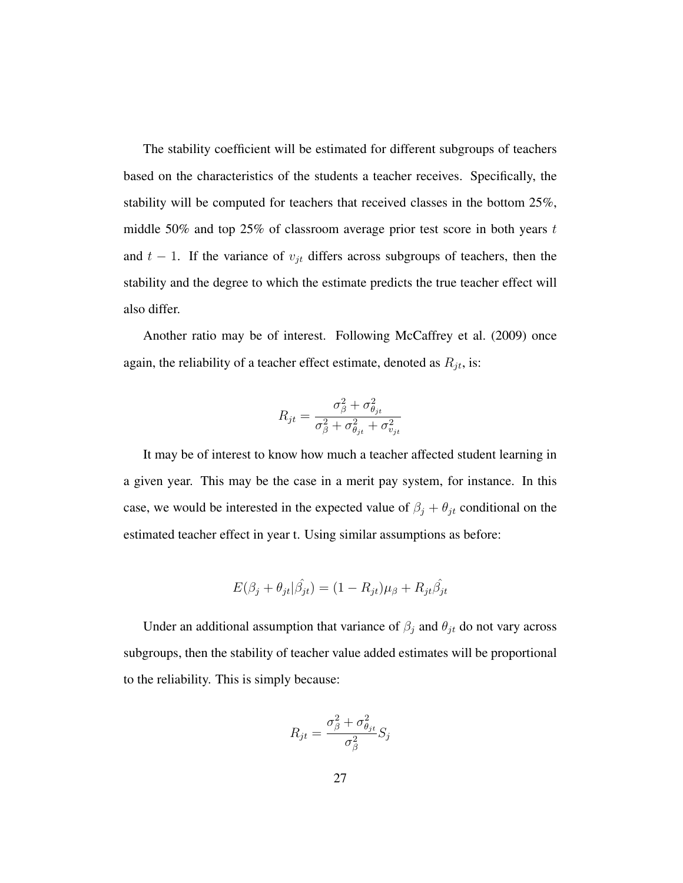The stability coefficient will be estimated for different subgroups of teachers based on the characteristics of the students a teacher receives. Specifically, the stability will be computed for teachers that received classes in the bottom 25%, middle 50% and top 25% of classroom average prior test score in both years $t$ and $t-1$. If the variance of $v_{jt}$ differs across subgroups of teachers, then the stability and the degree to which the estimate predicts the true teacher effect will also differ.

Another ratio may be of interest. Following McCaffrey et al. (2009) once again, the reliability of a teacher effect estimate, denoted as $R_{jt}$, is:

$$R_{jt} = \frac{\sigma_{\beta}^{2} + \sigma_{\theta_{jt}}^{2}}{\sigma_{\beta}^{2} + \sigma_{\theta_{jt}}^{2} + \sigma_{v_{jt}}^{2}}$$

It may be of interest to know how much a teacher affected student learning in a given year. This may be the case in a merit pay system, for instance. In this case, we would be interested in the expected value of $\beta_j + \theta_{jt}$ conditional on the estimated teacher effect in year t. Using similar assumptions as before:

$$E(\beta_j + \theta_{jt}|\hat{\beta_{jt}}) = (1 - R_{jt})\mu_{\beta} + R_{jt}\hat{\beta_{jt}}$$

Under an additional assumption that variance of $\beta_j$ and $\theta_{jt}$ do not vary across subgroups, then the stability of teacher value added estimates will be proportional to the reliability. This is simply because:

$$R_{jt} = \frac{\sigma_{\beta}^{2} + \sigma_{\theta_{jt}}^{2}}{\sigma_{\beta}^{2}} S_j$$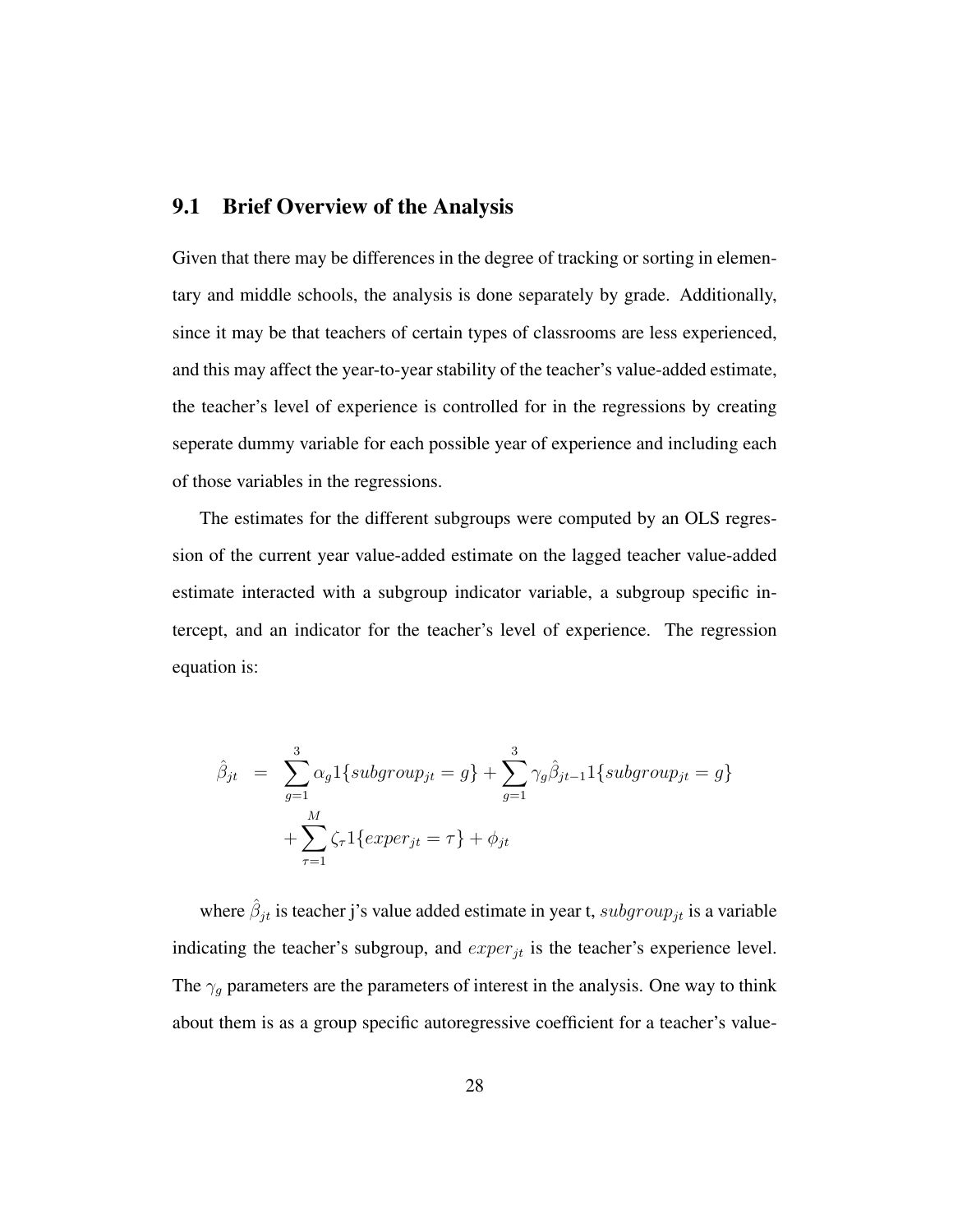## 9.1 Brief Overview of the Analysis

Given that there may be differences in the degree of tracking or sorting in elementary and middle schools, the analysis is done separately by grade. Additionally, since it may be that teachers of certain types of classrooms are less experienced, and this may affect the year-to-year stability of the teacher's value-added estimate, the teacher's level of experience is controlled for in the regressions by creating seperate dummy variable for each possible year of experience and including each of those variables in the regressions.

The estimates for the different subgroups were computed by an OLS regression of the current year value-added estimate on the lagged teacher value-added estimate interacted with a subgroup indicator variable, a subgroup specific intercept, and an indicator for the teacher's level of experience. The regression equation is:

$$
\begin{aligned}
\hat{\beta}_{jt} \;&=\; \sum_{g=1}^{3} \alpha_g 1\{subgroup_{jt} = g\} + \sum_{g=1}^{3} \gamma_g \hat{\beta}_{jt-1} 1\{subgroup_{jt} = g\} \\
&\quad + \sum_{\tau=1}^{M} \zeta_\tau 1\{exper_{jt} = \tau\} + \phi_{jt}
\end{aligned}
$$

where $\hat{\beta}_{jt}$ is teacher j's value added estimate in year t, $subgroup_{jt}$ is a variable indicating the teacher's subgroup, and $exper_{jt}$ is the teacher's experience level. The $\gamma_g$ parameters are the parameters of interest in the analysis. One way to think about them is as a group specific autoregressive coefficient for a teacher's value-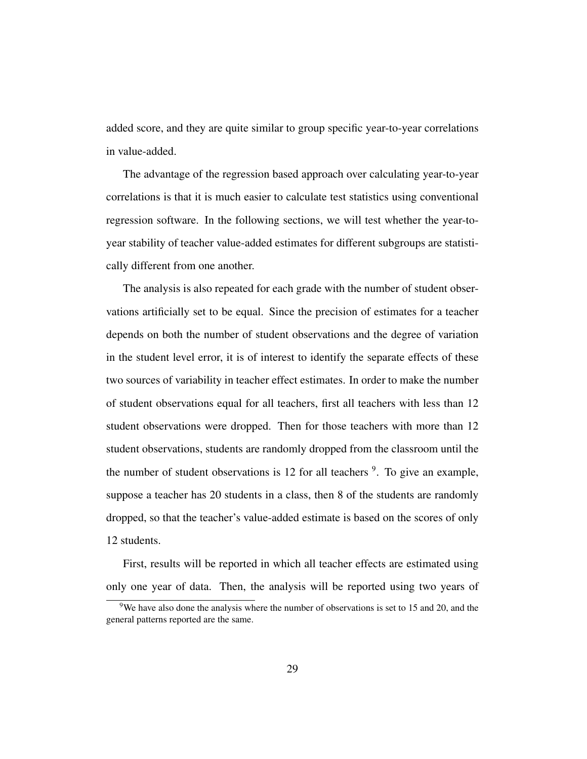added score, and they are quite similar to group specific year-to-year correlations in value-added.

The advantage of the regression based approach over calculating year-to-year correlations is that it is much easier to calculate test statistics using conventional regression software. In the following sections, we will test whether the year-to-year stability of teacher value-added estimates for different subgroups are statistically different from one another.

The analysis is also repeated for each grade with the number of student observations artificially set to be equal. Since the precision of estimates for a teacher depends on both the number of student observations and the degree of variation in the student level error, it is of interest to identify the separate effects of these two sources of variability in teacher effect estimates. In order to make the number of student observations equal for all teachers, first all teachers with less than 12 student observations were dropped. Then for those teachers with more than 12 student observations, students are randomly dropped from the classroom until the the number of student observations is 12 for all teachers [9]. To give an example, suppose a teacher has 20 students in a class, then 8 of the students are randomly dropped, so that the teacher's value-added estimate is based on the scores of only 12 students.

First, results will be reported in which all teacher effects are estimated using only one year of data. Then, the analysis will be reported using two years of

[9] We have also done the analysis where the number of observations is set to 15 and 20, and the general patterns reported are the same.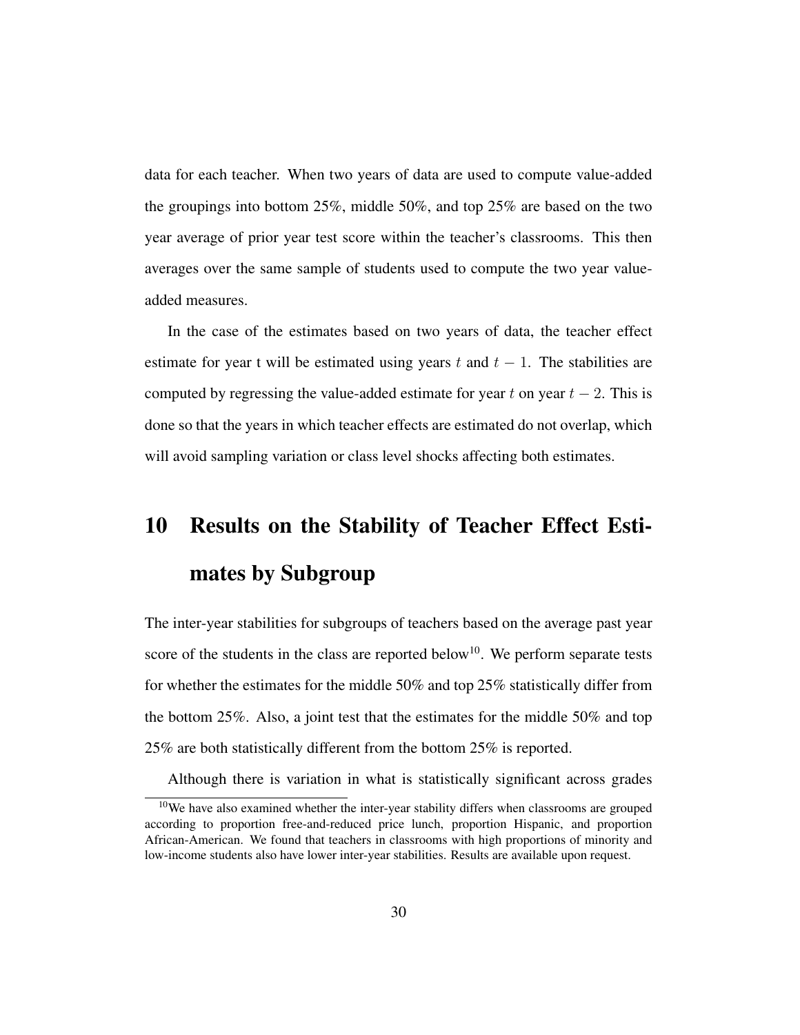data for each teacher. When two years of data are used to compute value-added the groupings into bottom 25%, middle 50%, and top 25% are based on the two year average of prior year test score within the teacher's classrooms. This then averages over the same sample of students used to compute the two year value-added measures.

In the case of the estimates based on two years of data, the teacher effect estimate for year t will be estimated using years $t$ and $t-1$. The stabilities are computed by regressing the value-added estimate for year $t$ on year $t-2$. This is done so that the years in which teacher effects are estimated do not overlap, which will avoid sampling variation or class level shocks affecting both estimates.

# 10 Results on the Stability of Teacher Effect Estimates by Subgroup

The inter-year stabilities for subgroups of teachers based on the average past year score of the students in the class are reported below[10]. We perform separate tests for whether the estimates for the middle 50% and top 25% statistically differ from the bottom 25%. Also, a joint test that the estimates for the middle 50% and top 25% are both statistically different from the bottom 25% is reported.

Although there is variation in what is statistically significant across grades

[10]We have also examined whether the inter-year stability differs when classrooms are grouped according to proportion free-and-reduced price lunch, proportion Hispanic, and proportion African-American. We found that teachers in classrooms with high proportions of minority and low-income students also have lower inter-year stabilities. Results are available upon request.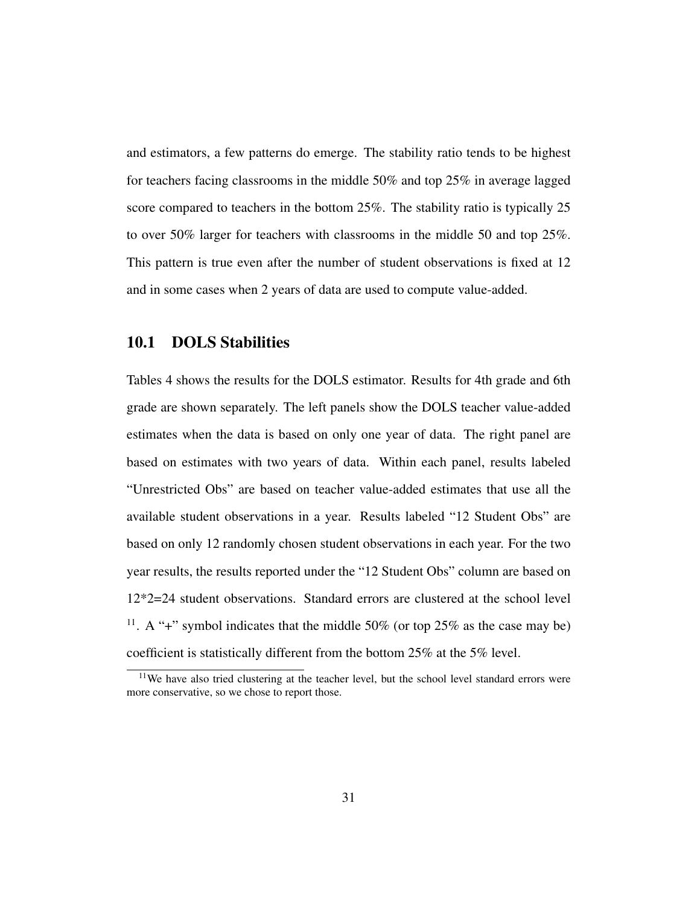and estimators, a few patterns do emerge. The stability ratio tends to be highest for teachers facing classrooms in the middle 50% and top 25% in average lagged score compared to teachers in the bottom 25%. The stability ratio is typically 25 to over 50% larger for teachers with classrooms in the middle 50 and top 25%. This pattern is true even after the number of student observations is fixed at 12 and in some cases when 2 years of data are used to compute value-added.

## 10.1 DOLS Stabilities

Tables 4 shows the results for the DOLS estimator. Results for 4th grade and 6th grade are shown separately. The left panels show the DOLS teacher value-added estimates when the data is based on only one year of data. The right panel are based on estimates with two years of data. Within each panel, results labeled "Unrestricted Obs" are based on teacher value-added estimates that use all the available student observations in a year. Results labeled "12 Student Obs" are based on only 12 randomly chosen student observations in each year. For the two year results, the results reported under the "12 Student Obs" column are based on 12*2=24 student observations. Standard errors are clustered at the school level [11]. A "+" symbol indicates that the middle 50% (or top 25% as the case may be) coefficient is statistically different from the bottom 25% at the 5% level.

[11] We have also tried clustering at the teacher level, but the school level standard errors were more conservative, so we chose to report those.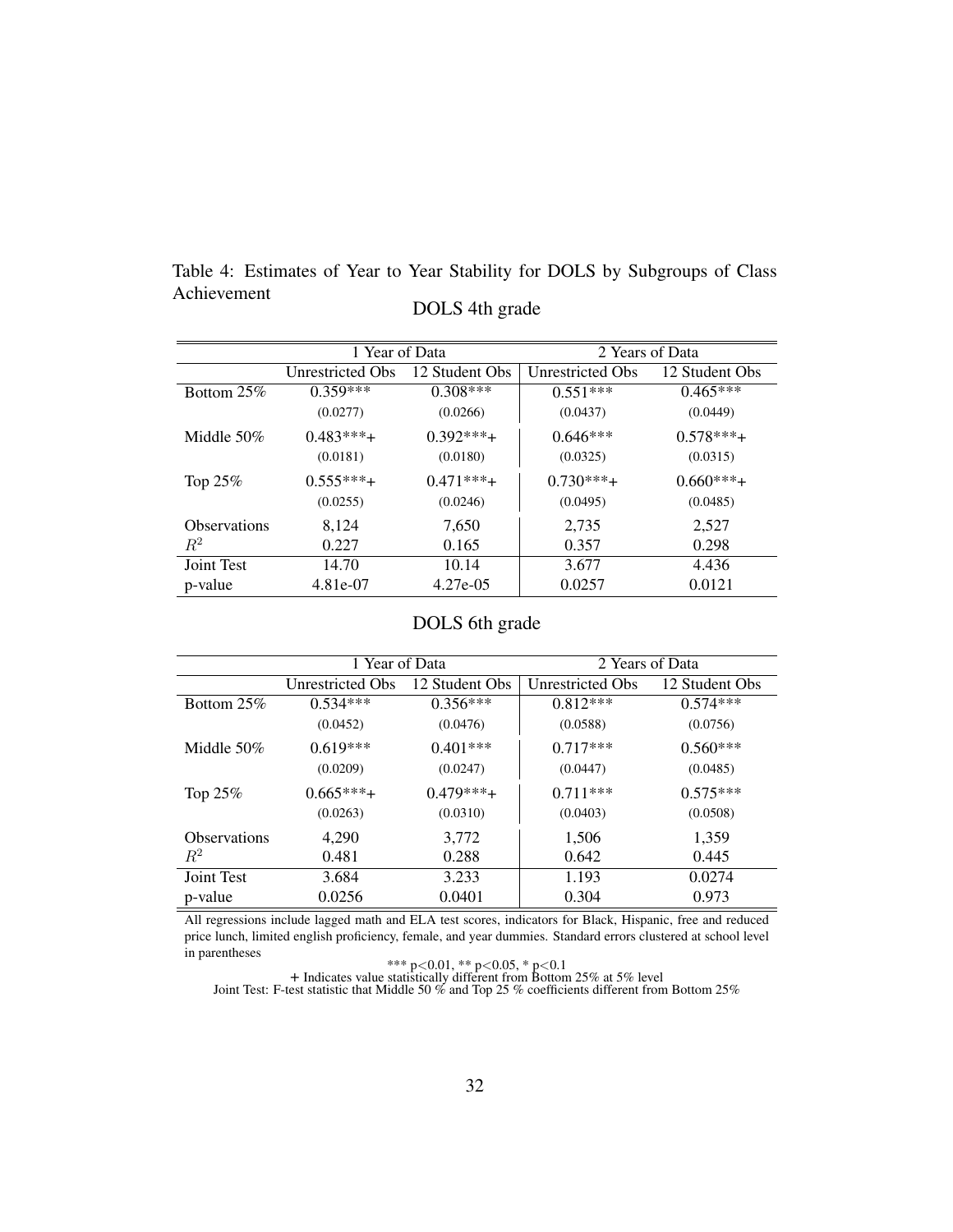Table 4: Estimates of Year to Year Stability for DOLS by Subgroups of Class Achievement

DOLS 4th grade

| | 1 Year of Data | | 2 Years of Data | |
|---|---|---|---|---|
| | Unrestricted Obs | 12 Student Obs | Unrestricted Obs | 12 Student Obs |
| Bottom 25% | 0.359*** | 0.308*** | 0.551*** | 0.465*** |
| | (0.0277) | (0.0266) | (0.0437) | (0.0449) |
| Middle 50% | 0.483***+ | 0.392***+ | 0.646*** | 0.578***+ |
| | (0.0181) | (0.0180) | (0.0325) | (0.0315) |
| Top 25% | 0.555***+ | 0.471***+ | 0.730***+ | 0.660***+ |
| | (0.0255) | (0.0246) | (0.0495) | (0.0485) |
| Observations | 8,124 | 7,650 | 2,735 | 2,527 |
| $R^2$ | 0.227 | 0.165 | 0.357 | 0.298 |
| Joint Test | 14.70 | 10.14 | 3.677 | 4.436 |
| p-value | 4.81e-07 | 4.27e-05 | 0.0257 | 0.0121 |

DOLS 6th grade

| | 1 Year of Data | | 2 Years of Data | |
|---|---|---|---|---|
| | Unrestricted Obs | 12 Student Obs | Unrestricted Obs | 12 Student Obs |
| Bottom 25% | 0.534*** | 0.356*** | 0.812*** | 0.574*** |
| | (0.0452) | (0.0476) | (0.0588) | (0.0756) |
| Middle 50% | 0.619*** | 0.401*** | 0.717*** | 0.560*** |
| | (0.0209) | (0.0247) | (0.0447) | (0.0485) |
| Top 25% | 0.665***+ | 0.479***+ | 0.711*** | 0.575*** |
| | (0.0263) | (0.0310) | (0.0403) | (0.0508) |
| Observations | 4,290 | 3,772 | 1,506 | 1,359 |
| $R^2$ | 0.481 | 0.288 | 0.642 | 0.445 |
| Joint Test | 3.684 | 3.233 | 1.193 | 0.0274 |
| p-value | 0.0256 | 0.0401 | 0.304 | 0.973 |

All regressions include lagged math and ELA test scores, indicators for Black, Hispanic, free and reduced price lunch, limited english proficiency, female, and year dummies. Standard errors clustered at school level in parentheses

*** $p<0.01$, ** $p<0.05$, * $p<0.1$

+ Indicates value statistically different from Bottom 25% at 5% level

Joint Test: F-test statistic that Middle 50 % and Top 25 % coefficients different from Bottom 25%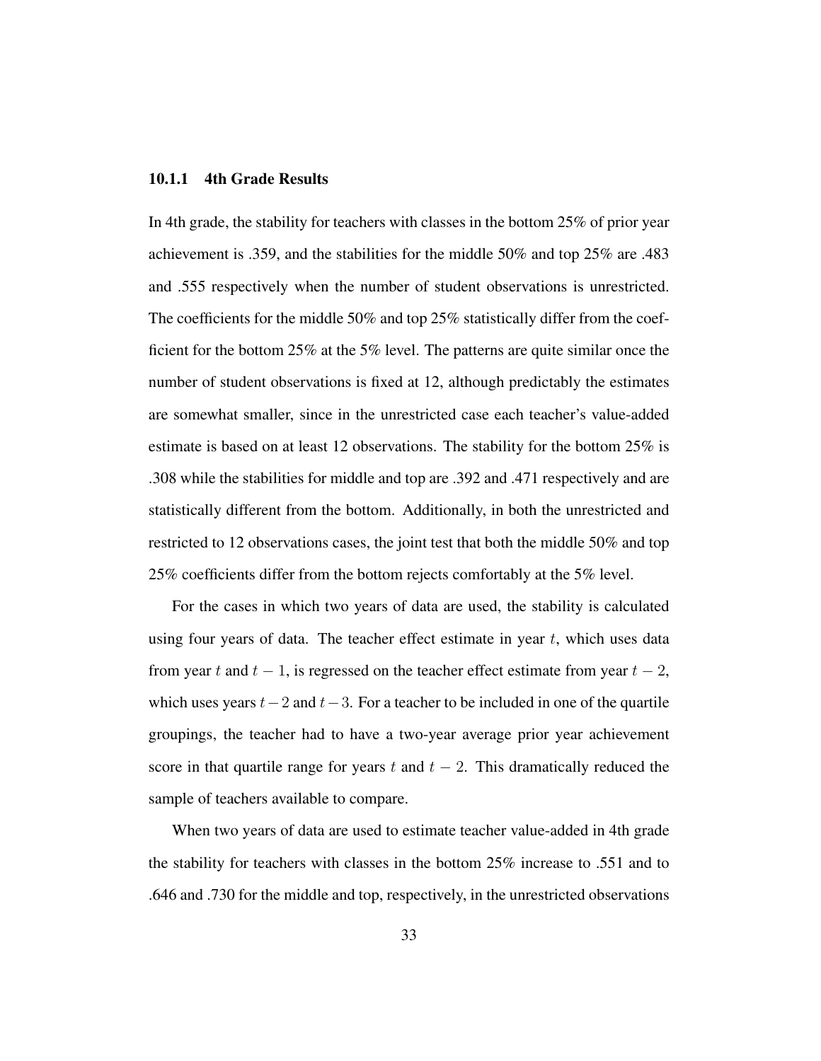#### 10.1.1 4th Grade Results

In 4th grade, the stability for teachers with classes in the bottom 25% of prior year achievement is .359, and the stabilities for the middle 50% and top 25% are .483 and .555 respectively when the number of student observations is unrestricted. The coefficients for the middle 50% and top 25% statistically differ from the coefficient for the bottom 25% at the 5% level. The patterns are quite similar once the number of student observations is fixed at 12, although predictably the estimates are somewhat smaller, since in the unrestricted case each teacher's value-added estimate is based on at least 12 observations. The stability for the bottom 25% is .308 while the stabilities for middle and top are .392 and .471 respectively and are statistically different from the bottom. Additionally, in both the unrestricted and restricted to 12 observations cases, the joint test that both the middle 50% and top 25% coefficients differ from the bottom rejects comfortably at the 5% level.

For the cases in which two years of data are used, the stability is calculated using four years of data. The teacher effect estimate in year $t$, which uses data from year $t$ and $t-1$, is regressed on the teacher effect estimate from year $t-2$, which uses years $t-2$ and $t-3$. For a teacher to be included in one of the quartile groupings, the teacher had to have a two-year average prior year achievement score in that quartile range for years $t$ and $t-2$. This dramatically reduced the sample of teachers available to compare.

When two years of data are used to estimate teacher value-added in 4th grade the stability for teachers with classes in the bottom 25% increase to .551 and to .646 and .730 for the middle and top, respectively, in the unrestricted observations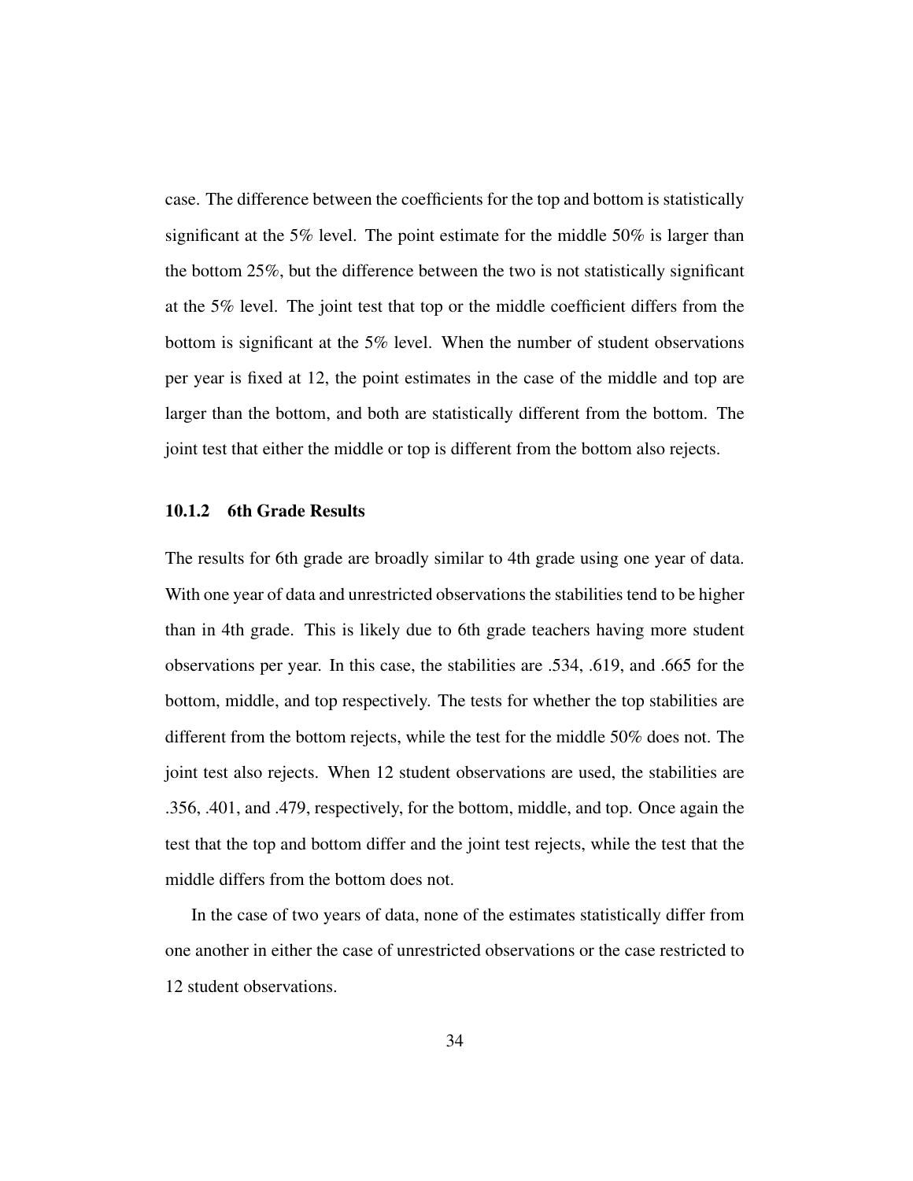case. The difference between the coefficients for the top and bottom is statistically significant at the 5% level. The point estimate for the middle 50% is larger than the bottom 25%, but the difference between the two is not statistically significant at the 5% level. The joint test that top or the middle coefficient differs from the bottom is significant at the 5% level. When the number of student observations per year is fixed at 12, the point estimates in the case of the middle and top are larger than the bottom, and both are statistically different from the bottom. The joint test that either the middle or top is different from the bottom also rejects.

#### 10.1.2 6th Grade Results

The results for 6th grade are broadly similar to 4th grade using one year of data. With one year of data and unrestricted observations the stabilities tend to be higher than in 4th grade. This is likely due to 6th grade teachers having more student observations per year. In this case, the stabilities are .534, .619, and .665 for the bottom, middle, and top respectively. The tests for whether the top stabilities are different from the bottom rejects, while the test for the middle 50% does not. The joint test also rejects. When 12 student observations are used, the stabilities are .356, .401, and .479, respectively, for the bottom, middle, and top. Once again the test that the top and bottom differ and the joint test rejects, while the test that the middle differs from the bottom does not.

In the case of two years of data, none of the estimates statistically differ from one another in either the case of unrestricted observations or the case restricted to 12 student observations.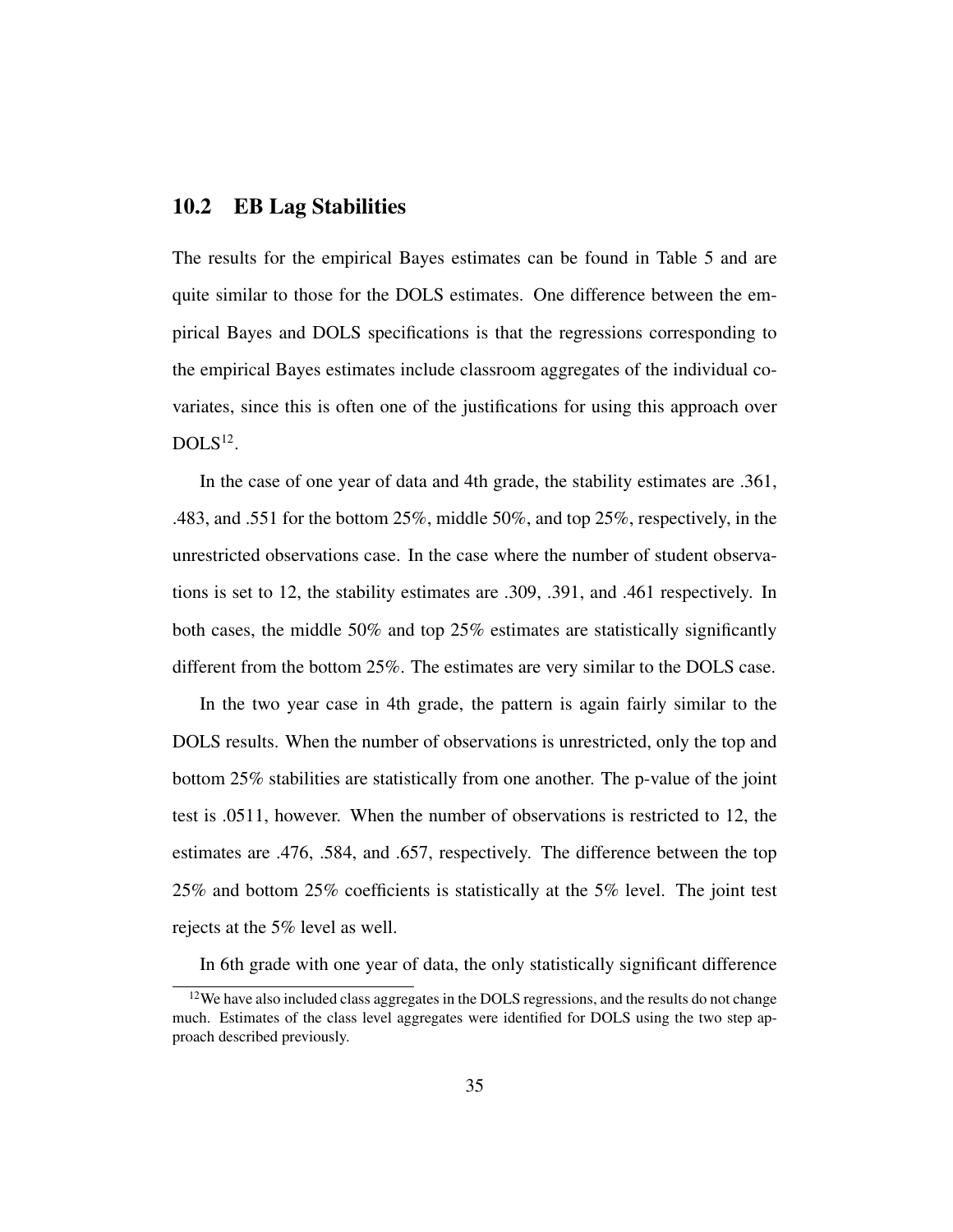## 10.2 EB Lag Stabilities

The results for the empirical Bayes estimates can be found in Table 5 and are quite similar to those for the DOLS estimates. One difference between the empirical Bayes and DOLS specifications is that the regressions corresponding to the empirical Bayes estimates include classroom aggregates of the individual covariates, since this is often one of the justifications for using this approach over DOLS[12].

In the case of one year of data and 4th grade, the stability estimates are .361, .483, and .551 for the bottom 25%, middle 50%, and top 25%, respectively, in the unrestricted observations case. In the case where the number of student observations is set to 12, the stability estimates are .309, .391, and .461 respectively. In both cases, the middle 50% and top 25% estimates are statistically significantly different from the bottom 25%. The estimates are very similar to the DOLS case.

In the two year case in 4th grade, the pattern is again fairly similar to the DOLS results. When the number of observations is unrestricted, only the top and bottom 25% stabilities are statistically from one another. The p-value of the joint test is .0511, however. When the number of observations is restricted to 12, the estimates are .476, .584, and .657, respectively. The difference between the top 25% and bottom 25% coefficients is statistically at the 5% level. The joint test rejects at the 5% level as well.

In 6th grade with one year of data, the only statistically significant difference

[12] We have also included class aggregates in the DOLS regressions, and the results do not change much. Estimates of the class level aggregates were identified for DOLS using the two step approach described previously.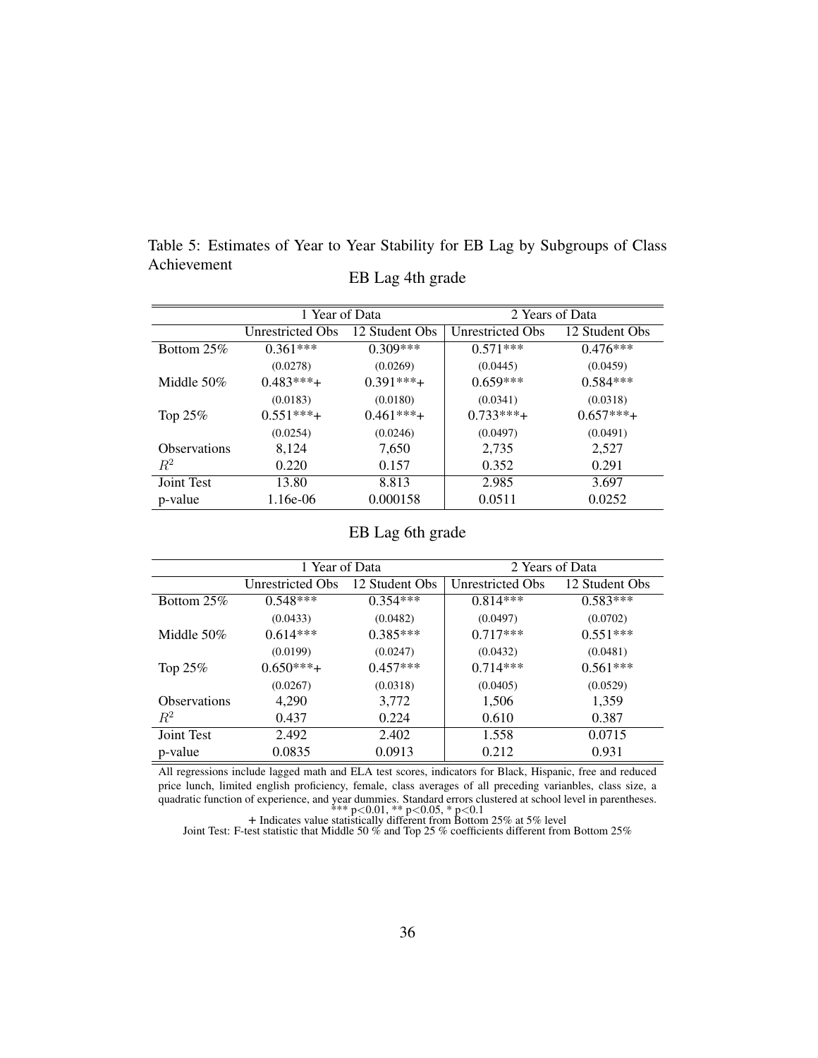Table 5: Estimates of Year to Year Stability for EB Lag by Subgroups of Class Achievement

EB Lag 4th grade

| | 1 Year of Data | | 2 Years of Data | |
|---|---|---|---|---|
| | Unrestricted Obs | 12 Student Obs | Unrestricted Obs | 12 Student Obs |
| Bottom 25% | 0.361*** | 0.309*** | 0.571*** | 0.476*** |
| | (0.0278) | (0.0269) | (0.0445) | (0.0459) |
| Middle 50% | 0.483***+ | 0.391***+ | 0.659*** | 0.584*** |
| | (0.0183) | (0.0180) | (0.0341) | (0.0318) |
| Top 25% | 0.551***+ | 0.461***+ | 0.733***+ | 0.657***+ |
| | (0.0254) | (0.0246) | (0.0497) | (0.0491) |
| Observations | 8,124 | 7,650 | 2,735 | 2,527 |
| $R^2$ | 0.220 | 0.157 | 0.352 | 0.291 |
| Joint Test | 13.80 | 8.813 | 2.985 | 3.697 |
| p-value | 1.16e-06 | 0.000158 | 0.0511 | 0.0252 |

EB Lag 6th grade

| | 1 Year of Data | | 2 Years of Data | |
|---|---|---|---|---|
| | Unrestricted Obs | 12 Student Obs | Unrestricted Obs | 12 Student Obs |
| Bottom 25% | 0.548*** | 0.354*** | 0.814*** | 0.583*** |
| | (0.0433) | (0.0482) | (0.0497) | (0.0702) |
| Middle 50% | 0.614*** | 0.385*** | 0.717*** | 0.551*** |
| | (0.0199) | (0.0247) | (0.0432) | (0.0481) |
| Top 25% | 0.650***+ | 0.457*** | 0.714*** | 0.561*** |
| | (0.0267) | (0.0318) | (0.0405) | (0.0529) |
| Observations | 4,290 | 3,772 | 1,506 | 1,359 |
| $R^2$ | 0.437 | 0.224 | 0.610 | 0.387 |
| Joint Test | 2.492 | 2.402 | 1.558 | 0.0715 |
| p-value | 0.0835 | 0.0913 | 0.212 | 0.931 |

All regressions include lagged math and ELA test scores, indicators for Black, Hispanic, free and reduced price lunch, limited english proficiency, female, class averages of all preceding varianbles, class size, a quadratic function of experience, and year dummies. Standard errors clustered at school level in parentheses.
*** p<0.01, ** p<0.05, * p<0.1
+ Indicates value statistically different from Bottom 25% at 5% level
Joint Test: F-test statistic that Middle 50 % and Top 25 % coefficients different from Bottom 25%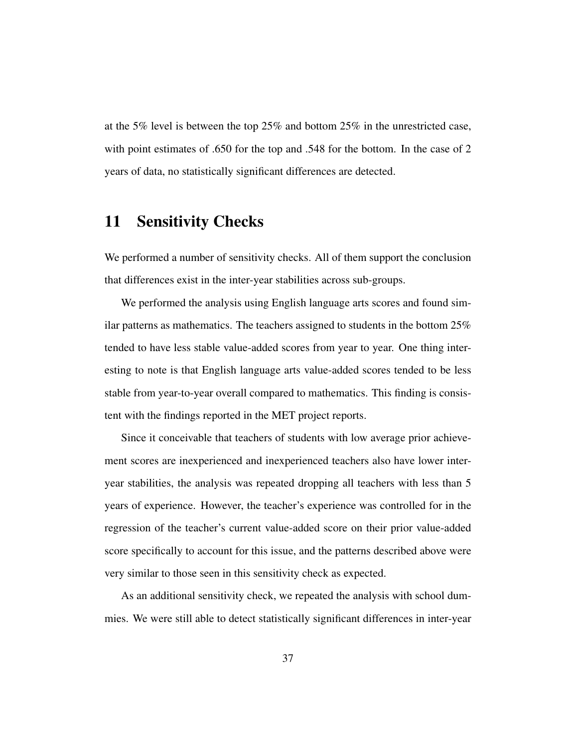at the 5% level is between the top 25% and bottom 25% in the unrestricted case, with point estimates of .650 for the top and .548 for the bottom. In the case of 2 years of data, no statistically significant differences are detected.

# 11 Sensitivity Checks

We performed a number of sensitivity checks. All of them support the conclusion that differences exist in the inter-year stabilities across sub-groups.

We performed the analysis using English language arts scores and found similar patterns as mathematics. The teachers assigned to students in the bottom 25% tended to have less stable value-added scores from year to year. One thing interesting to note is that English language arts value-added scores tended to be less stable from year-to-year overall compared to mathematics. This finding is consistent with the findings reported in the MET project reports.

Since it conceivable that teachers of students with low average prior achievement scores are inexperienced and inexperienced teachers also have lower inter-year stabilities, the analysis was repeated dropping all teachers with less than 5 years of experience. However, the teacher's experience was controlled for in the regression of the teacher's current value-added score on their prior value-added score specifically to account for this issue, and the patterns described above were very similar to those seen in this sensitivity check as expected.

As an additional sensitivity check, we repeated the analysis with school dummies. We were still able to detect statistically significant differences in inter-year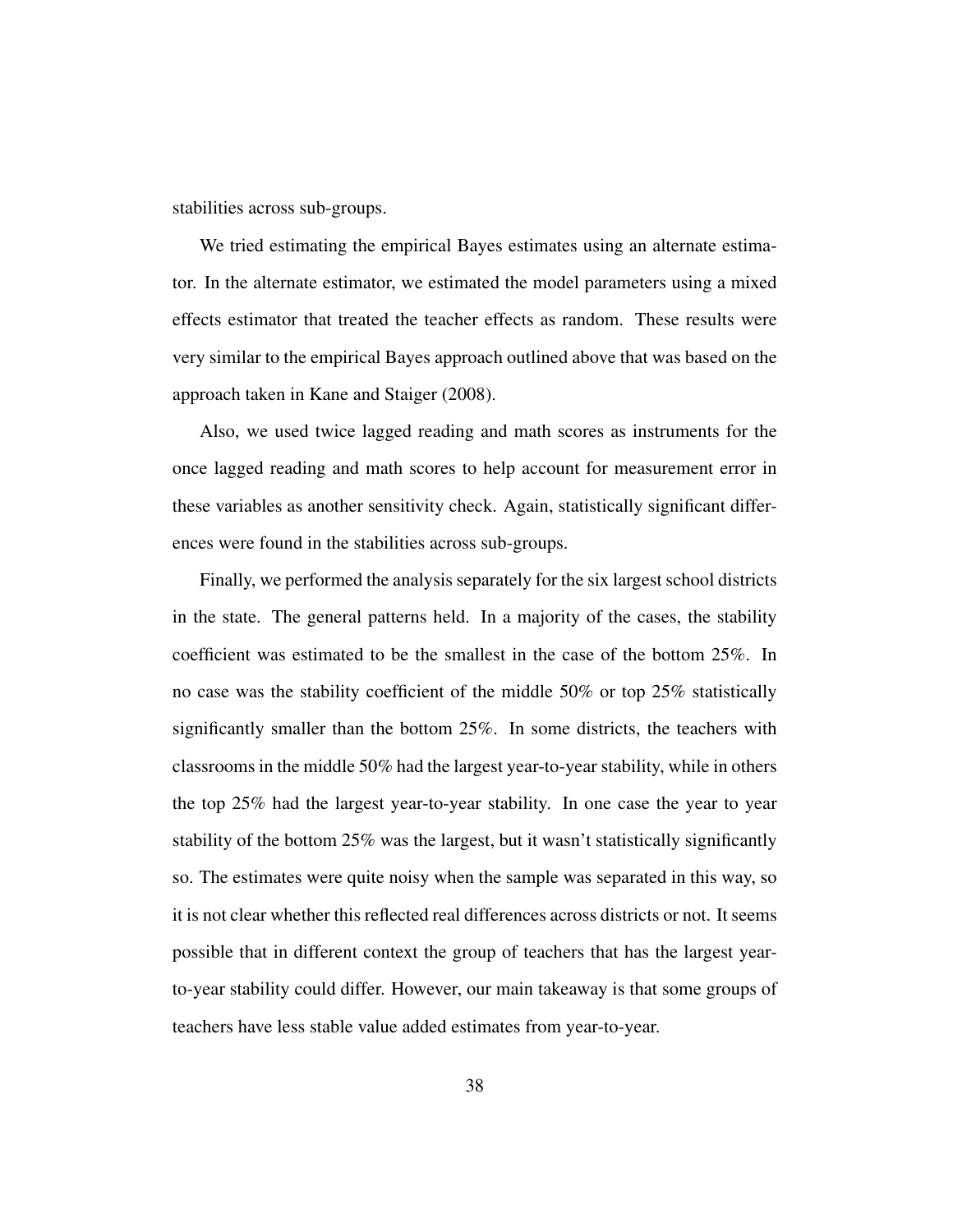stabilities across sub-groups.

We tried estimating the empirical Bayes estimates using an alternate estimator. In the alternate estimator, we estimated the model parameters using a mixed effects estimator that treated the teacher effects as random. These results were very similar to the empirical Bayes approach outlined above that was based on the approach taken in Kane and Staiger (2008).

Also, we used twice lagged reading and math scores as instruments for the once lagged reading and math scores to help account for measurement error in these variables as another sensitivity check. Again, statistically significant differences were found in the stabilities across sub-groups.

Finally, we performed the analysis separately for the six largest school districts in the state. The general patterns held. In a majority of the cases, the stability coefficient was estimated to be the smallest in the case of the bottom 25%. In no case was the stability coefficient of the middle 50% or top 25% statistically significantly smaller than the bottom 25%. In some districts, the teachers with classrooms in the middle 50% had the largest year-to-year stability, while in others the top 25% had the largest year-to-year stability. In one case the year to year stability of the bottom 25% was the largest, but it wasn't statistically significantly so. The estimates were quite noisy when the sample was separated in this way, so it is not clear whether this reflected real differences across districts or not. It seems possible that in different context the group of teachers that has the largest year-to-year stability could differ. However, our main takeaway is that some groups of teachers have less stable value added estimates from year-to-year.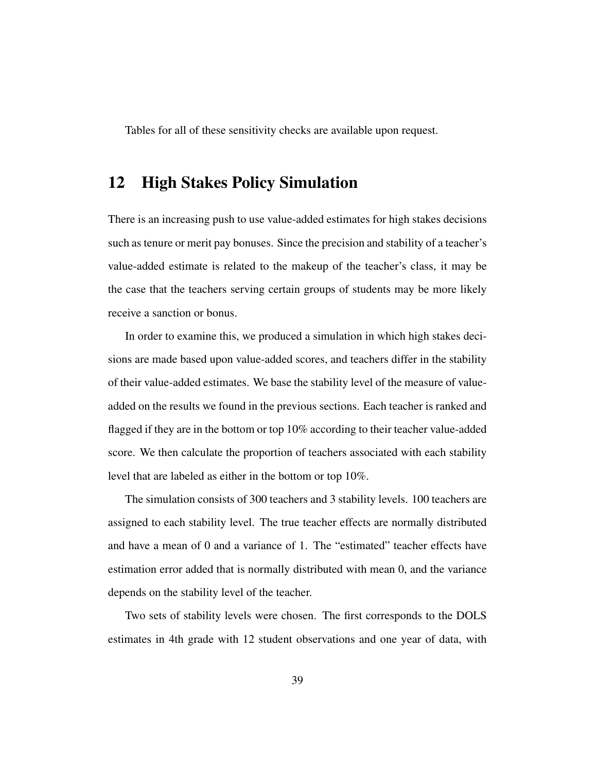Tables for all of these sensitivity checks are available upon request.

## 12 High Stakes Policy Simulation

There is an increasing push to use value-added estimates for high stakes decisions such as tenure or merit pay bonuses. Since the precision and stability of a teacher's value-added estimate is related to the makeup of the teacher's class, it may be the case that the teachers serving certain groups of students may be more likely receive a sanction or bonus.

In order to examine this, we produced a simulation in which high stakes decisions are made based upon value-added scores, and teachers differ in the stability of their value-added estimates. We base the stability level of the measure of value-added on the results we found in the previous sections. Each teacher is ranked and flagged if they are in the bottom or top 10% according to their teacher value-added score. We then calculate the proportion of teachers associated with each stability level that are labeled as either in the bottom or top 10%.

The simulation consists of 300 teachers and 3 stability levels. 100 teachers are assigned to each stability level. The true teacher effects are normally distributed and have a mean of 0 and a variance of 1. The "estimated" teacher effects have estimation error added that is normally distributed with mean 0, and the variance depends on the stability level of the teacher.

Two sets of stability levels were chosen. The first corresponds to the DOLS estimates in 4th grade with 12 student observations and one year of data, with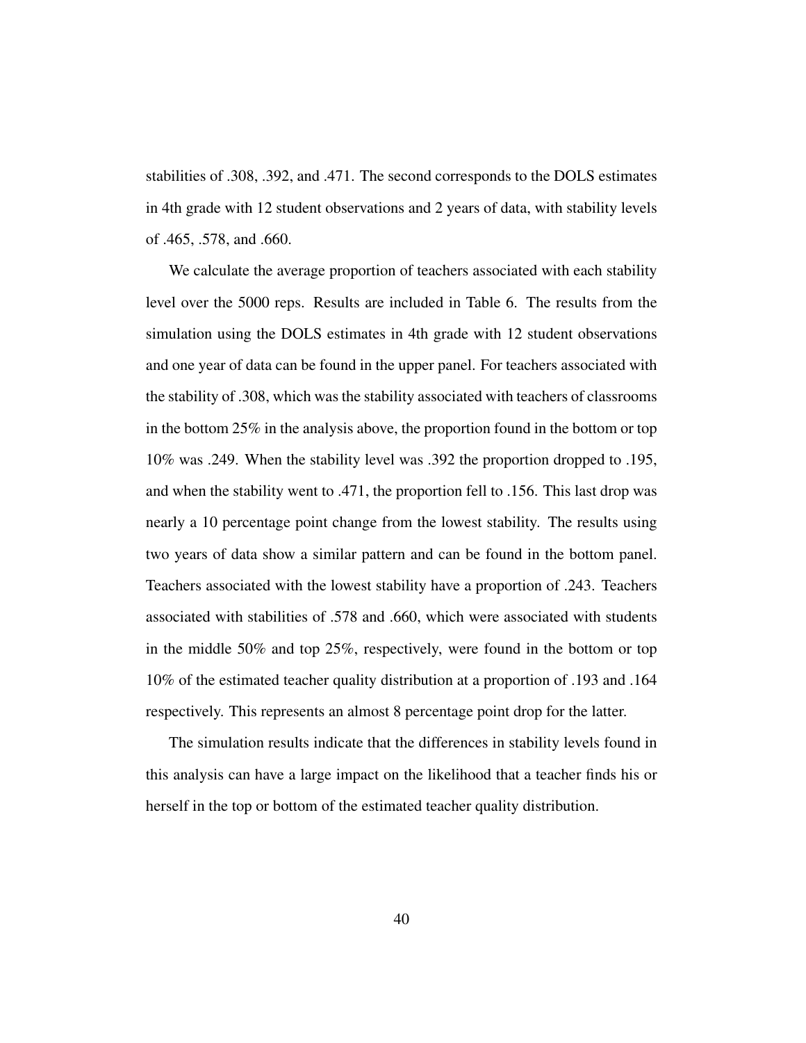stabilities of .308, .392, and .471. The second corresponds to the DOLS estimates in 4th grade with 12 student observations and 2 years of data, with stability levels of .465, .578, and .660.

We calculate the average proportion of teachers associated with each stability level over the 5000 reps. Results are included in Table 6. The results from the simulation using the DOLS estimates in 4th grade with 12 student observations and one year of data can be found in the upper panel. For teachers associated with the stability of .308, which was the stability associated with teachers of classrooms in the bottom 25% in the analysis above, the proportion found in the bottom or top 10% was .249. When the stability level was .392 the proportion dropped to .195, and when the stability went to .471, the proportion fell to .156. This last drop was nearly a 10 percentage point change from the lowest stability. The results using two years of data show a similar pattern and can be found in the bottom panel. Teachers associated with the lowest stability have a proportion of .243. Teachers associated with stabilities of .578 and .660, which were associated with students in the middle 50% and top 25%, respectively, were found in the bottom or top 10% of the estimated teacher quality distribution at a proportion of .193 and .164 respectively. This represents an almost 8 percentage point drop for the latter.

The simulation results indicate that the differences in stability levels found in this analysis can have a large impact on the likelihood that a teacher finds his or herself in the top or bottom of the estimated teacher quality distribution.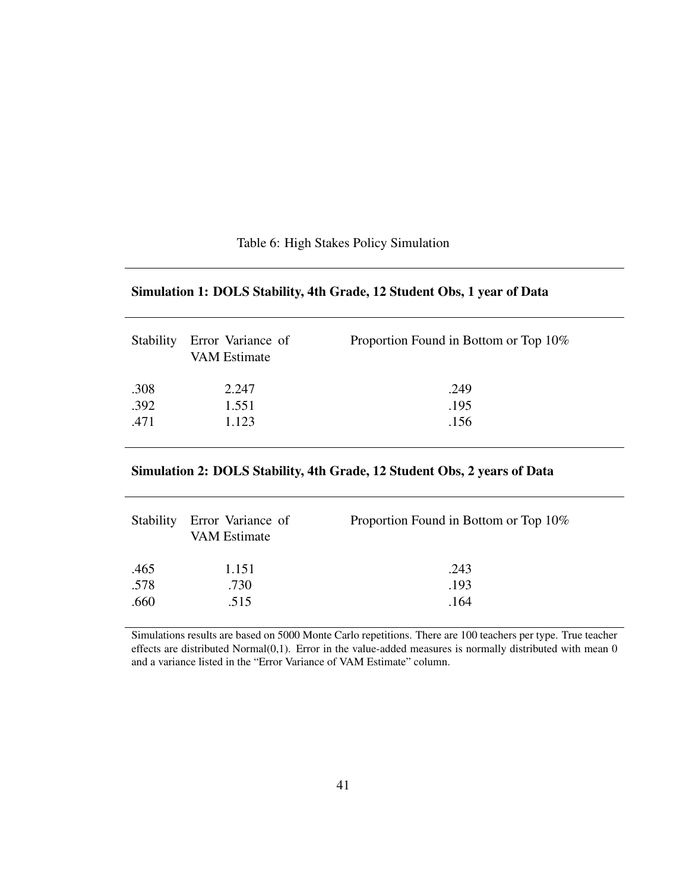Table 6: High Stakes Policy Simulation

**Simulation 1: DOLS Stability, 4th Grade, 12 Student Obs, 1 year of Data**

| Stability | Error Variance of VAM Estimate | Proportion Found in Bottom or Top 10% |
|---|---|---|
| .308 | 2.247 | .249 |
| .392 | 1.551 | .195 |
| .471 | 1.123 | .156 |

**Simulation 2: DOLS Stability, 4th Grade, 12 Student Obs, 2 years of Data**

| Stability | Error Variance of VAM Estimate | Proportion Found in Bottom or Top 10% |
|---|---|---|
| .465 | 1.151 | .243 |
| .578 | .730 | .193 |
| .660 | .515 | .164 |

Simulations results are based on 5000 Monte Carlo repetitions. There are 100 teachers per type. True teacher effects are distributed Normal(0,1). Error in the value-added measures is normally distributed with mean 0 and a variance listed in the "Error Variance of VAM Estimate" column.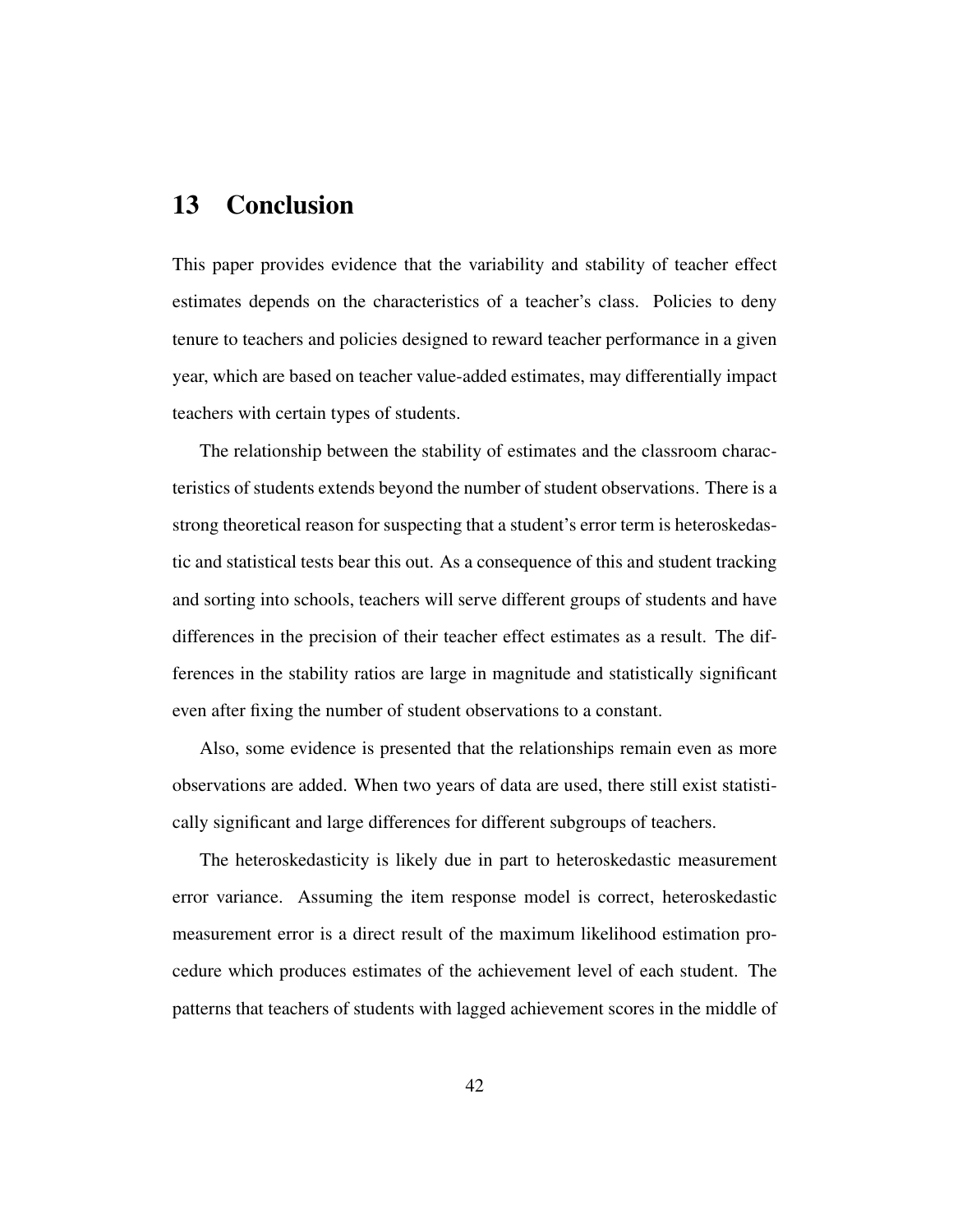# 13 Conclusion

This paper provides evidence that the variability and stability of teacher effect estimates depends on the characteristics of a teacher's class. Policies to deny tenure to teachers and policies designed to reward teacher performance in a given year, which are based on teacher value-added estimates, may differentially impact teachers with certain types of students.

The relationship between the stability of estimates and the classroom characteristics of students extends beyond the number of student observations. There is a strong theoretical reason for suspecting that a student's error term is heteroskedastic and statistical tests bear this out. As a consequence of this and student tracking and sorting into schools, teachers will serve different groups of students and have differences in the precision of their teacher effect estimates as a result. The differences in the stability ratios are large in magnitude and statistically significant even after fixing the number of student observations to a constant.

Also, some evidence is presented that the relationships remain even as more observations are added. When two years of data are used, there still exist statistically significant and large differences for different subgroups of teachers.

The heteroskedasticity is likely due in part to heteroskedastic measurement error variance. Assuming the item response model is correct, heteroskedastic measurement error is a direct result of the maximum likelihood estimation procedure which produces estimates of the achievement level of each student. The patterns that teachers of students with lagged achievement scores in the middle of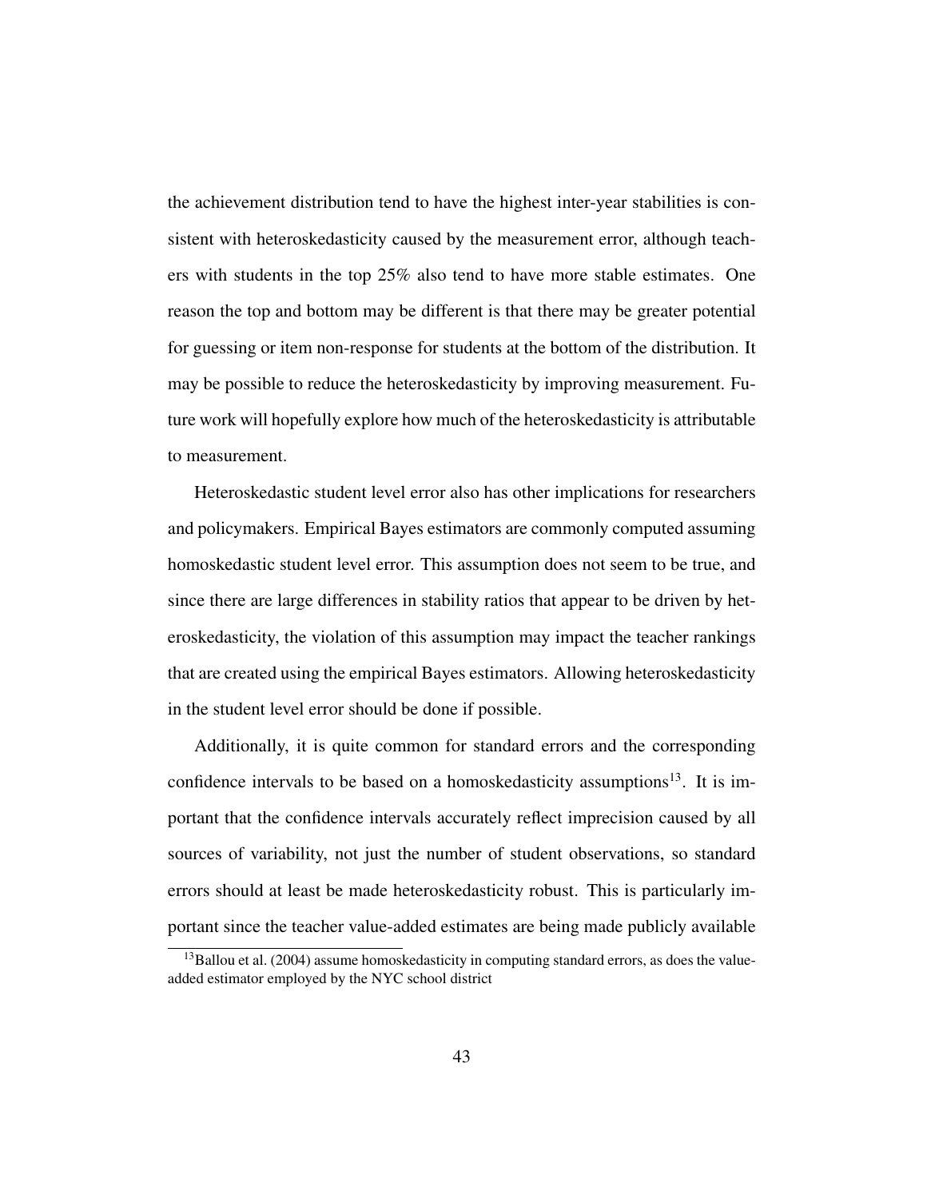the achievement distribution tend to have the highest inter-year stabilities is consistent with heteroskedasticity caused by the measurement error, although teachers with students in the top 25% also tend to have more stable estimates. One reason the top and bottom may be different is that there may be greater potential for guessing or item non-response for students at the bottom of the distribution. It may be possible to reduce the heteroskedasticity by improving measurement. Future work will hopefully explore how much of the heteroskedasticity is attributable to measurement.

Heteroskedastic student level error also has other implications for researchers and policymakers. Empirical Bayes estimators are commonly computed assuming homoskedastic student level error. This assumption does not seem to be true, and since there are large differences in stability ratios that appear to be driven by heteroskedasticity, the violation of this assumption may impact the teacher rankings that are created using the empirical Bayes estimators. Allowing heteroskedasticity in the student level error should be done if possible.

Additionally, it is quite common for standard errors and the corresponding confidence intervals to be based on a homoskedasticity assumptions[13]. It is important that the confidence intervals accurately reflect imprecision caused by all sources of variability, not just the number of student observations, so standard errors should at least be made heteroskedasticity robust. This is particularly important since the teacher value-added estimates are being made publicly available

[13]Ballou et al. (2004) assume homoskedasticity in computing standard errors, as does the value-added estimator employed by the NYC school district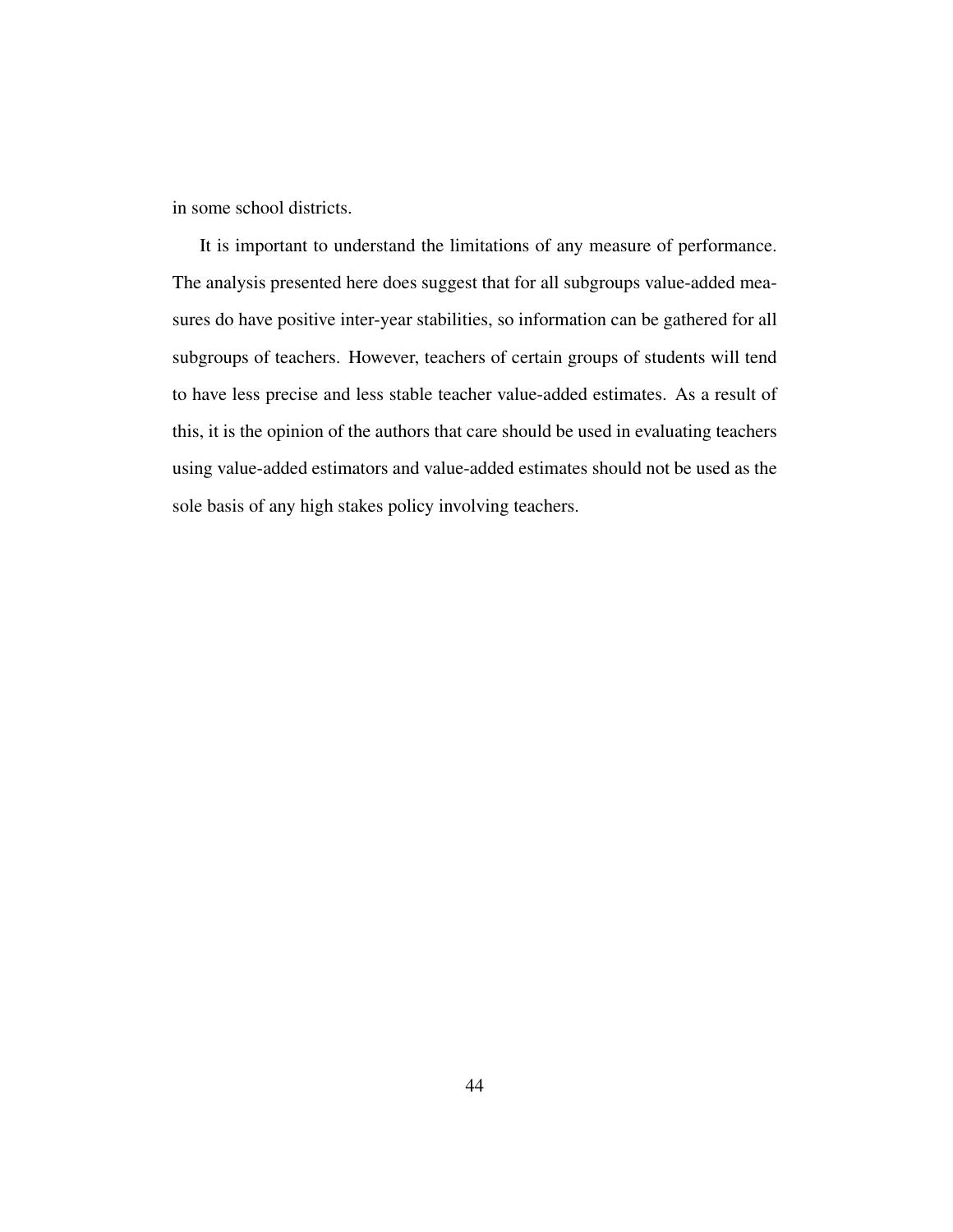in some school districts.

It is important to understand the limitations of any measure of performance. The analysis presented here does suggest that for all subgroups value-added measures do have positive inter-year stabilities, so information can be gathered for all subgroups of teachers. However, teachers of certain groups of students will tend to have less precise and less stable teacher value-added estimates. As a result of this, it is the opinion of the authors that care should be used in evaluating teachers using value-added estimators and value-added estimates should not be used as the sole basis of any high stakes policy involving teachers.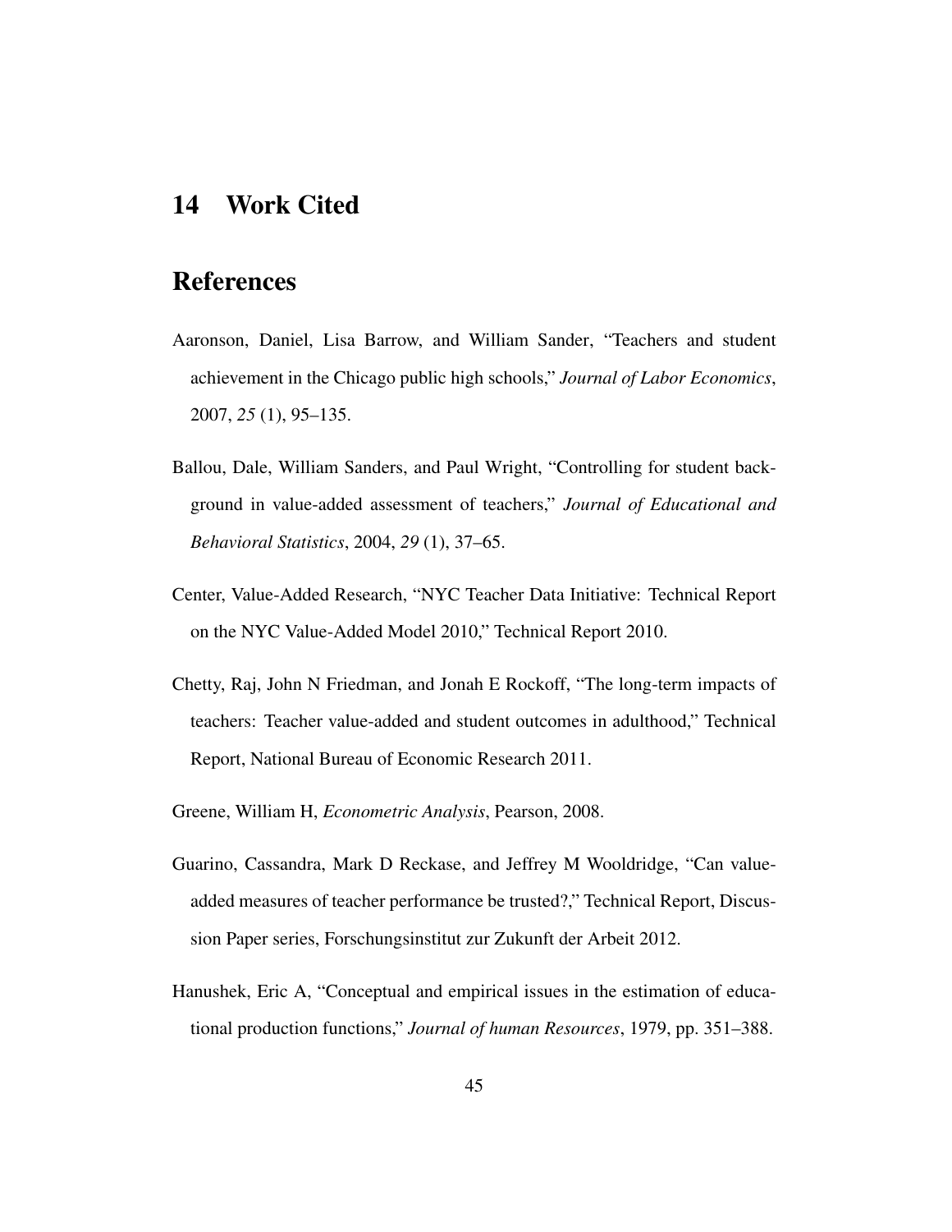# 14 Work Cited

## References

Aaronson, Daniel, Lisa Barrow, and William Sander, "Teachers and student achievement in the Chicago public high schools," *Journal of Labor Economics*, 2007, *25* (1), 95–135.

Ballou, Dale, William Sanders, and Paul Wright, "Controlling for student background in value-added assessment of teachers," *Journal of Educational and Behavioral Statistics*, 2004, *29* (1), 37–65.

Center, Value-Added Research, "NYC Teacher Data Initiative: Technical Report on the NYC Value-Added Model 2010," Technical Report 2010.

Chetty, Raj, John N Friedman, and Jonah E Rockoff, "The long-term impacts of teachers: Teacher value-added and student outcomes in adulthood," Technical Report, National Bureau of Economic Research 2011.

Greene, William H, *Econometric Analysis*, Pearson, 2008.

Guarino, Cassandra, Mark D Reckase, and Jeffrey M Wooldridge, "Can value-added measures of teacher performance be trusted?," Technical Report, Discussion Paper series, Forschungsinstitut zur Zukunft der Arbeit 2012.

Hanushek, Eric A, "Conceptual and empirical issues in the estimation of educational production functions," *Journal of human Resources*, 1979, pp. 351–388.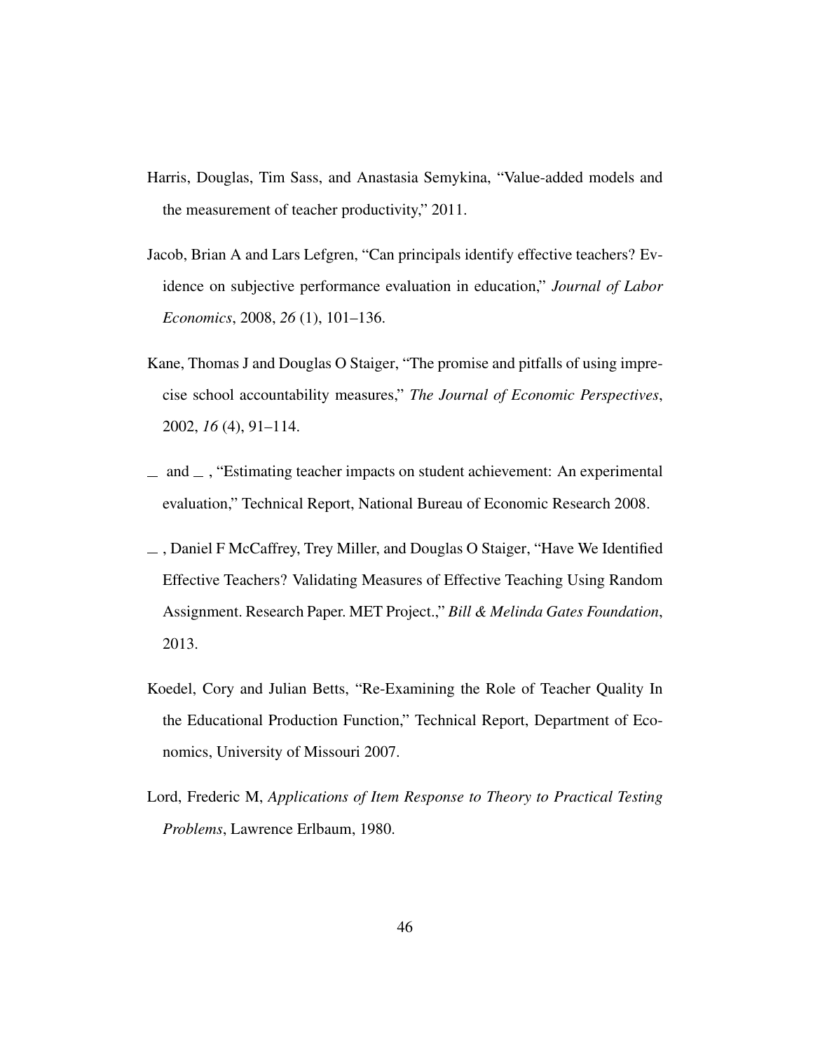Harris, Douglas, Tim Sass, and Anastasia Semykina, "Value-added models and the measurement of teacher productivity," 2011.

Jacob, Brian A and Lars Lefgren, "Can principals identify effective teachers? Evidence on subjective performance evaluation in education," *Journal of Labor Economics*, 2008, *26* (1), 101–136.

Kane, Thomas J and Douglas O Staiger, "The promise and pitfalls of using imprecise school accountability measures," *The Journal of Economic Perspectives*, 2002, *16* (4), 91–114.

\_ and \_ , "Estimating teacher impacts on student achievement: An experimental evaluation," Technical Report, National Bureau of Economic Research 2008.

\_ , Daniel F McCaffrey, Trey Miller, and Douglas O Staiger, "Have We Identified Effective Teachers? Validating Measures of Effective Teaching Using Random Assignment. Research Paper. MET Project.," *Bill & Melinda Gates Foundation*, 2013.

Koedel, Cory and Julian Betts, "Re-Examining the Role of Teacher Quality In the Educational Production Function," Technical Report, Department of Economics, University of Missouri 2007.

Lord, Frederic M, *Applications of Item Response to Theory to Practical Testing Problems*, Lawrence Erlbaum, 1980.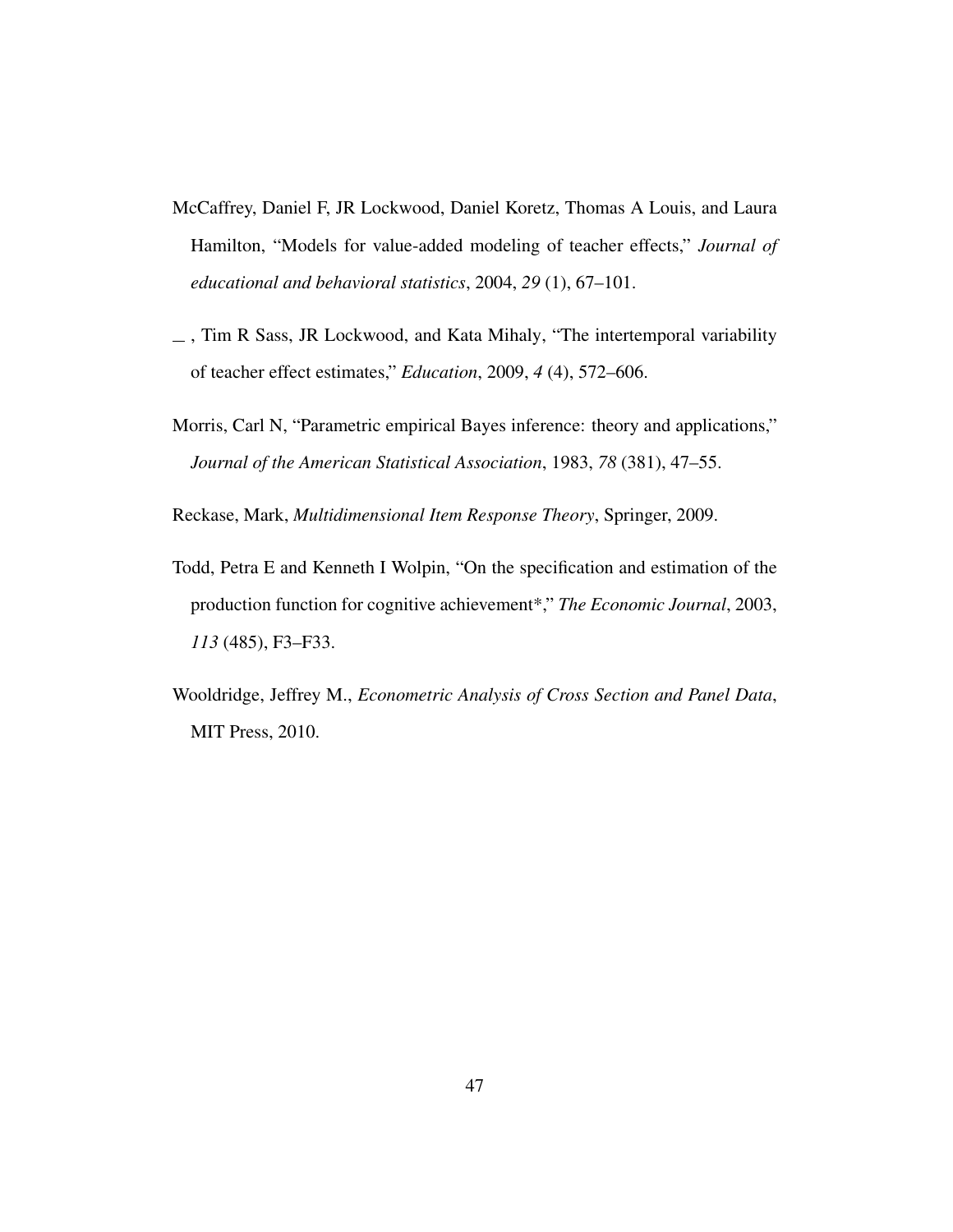McCaffrey, Daniel F, JR Lockwood, Daniel Koretz, Thomas A Louis, and Laura Hamilton, "Models for value-added modeling of teacher effects," *Journal of educational and behavioral statistics*, 2004, *29* (1), 67–101.

\_ , Tim R Sass, JR Lockwood, and Kata Mihaly, "The intertemporal variability of teacher effect estimates," *Education*, 2009, *4* (4), 572–606.

Morris, Carl N, "Parametric empirical Bayes inference: theory and applications," *Journal of the American Statistical Association*, 1983, *78* (381), 47–55.

Reckase, Mark, *Multidimensional Item Response Theory*, Springer, 2009.

Todd, Petra E and Kenneth I Wolpin, "On the specification and estimation of the production function for cognitive achievement*," *The Economic Journal*, 2003, *113* (485), F3–F33.

Wooldridge, Jeffrey M., *Econometric Analysis of Cross Section and Panel Data*, MIT Press, 2010.